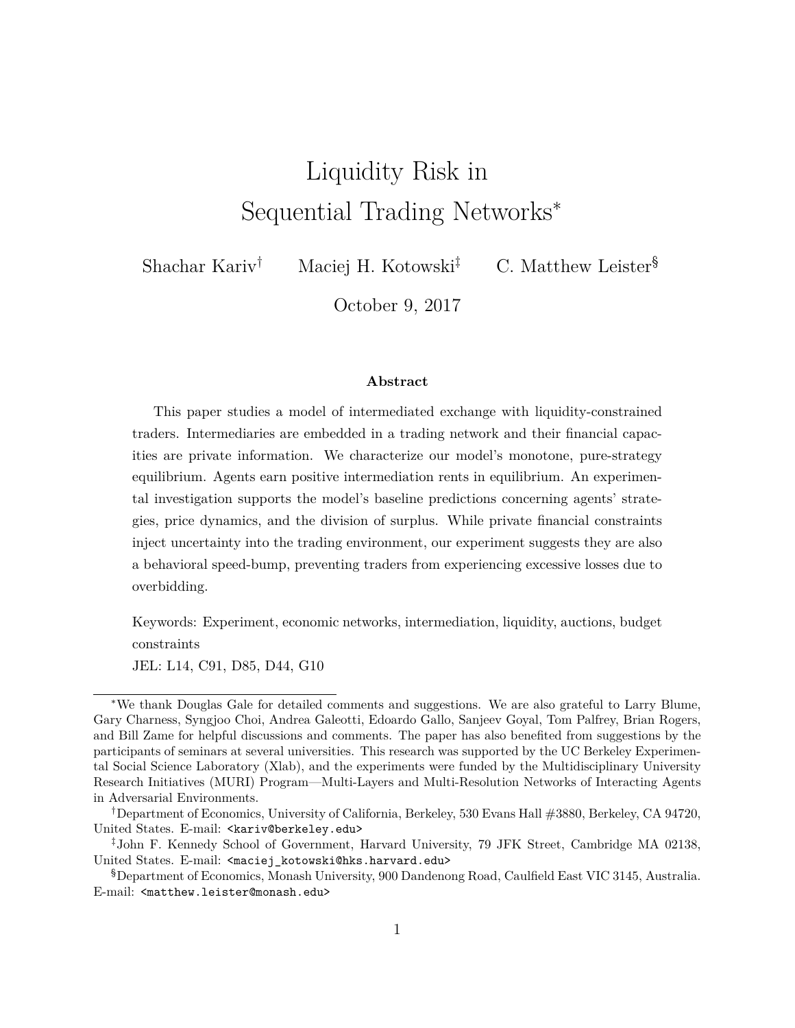# Liquidity Risk in Sequential Trading Networks*

Shachar Kariv[†] Maciej H. Kotowski[‡] C. Matthew Leister[§]

October 9, 2017

### Abstract

This paper studies a model of intermediated exchange with liquidity-constrained traders. Intermediaries are embedded in a trading network and their financial capacities are private information. We characterize our model's monotone, pure-strategy equilibrium. Agents earn positive intermediation rents in equilibrium. An experimental investigation supports the model's baseline predictions concerning agents' strategies, price dynamics, and the division of surplus. While private financial constraints inject uncertainty into the trading environment, our experiment suggests they are also a behavioral speed-bump, preventing traders from experiencing excessive losses due to overbidding.

Keywords: Experiment, economic networks, intermediation, liquidity, auctions, budget constraints

JEL: L14, C91, D85, D44, G10

---

*We thank Douglas Gale for detailed comments and suggestions. We are also grateful to Larry Blume, Gary Charness, Syngjoo Choi, Andrea Galeotti, Edoardo Gallo, Sanjeev Goyal, Tom Palfrey, Brian Rogers, and Bill Zame for helpful discussions and comments. The paper has also benefited from suggestions by the participants of seminars at several universities. This research was supported by the UC Berkeley Experimental Social Science Laboratory (Xlab), and the experiments were funded by the Multidisciplinary University Research Initiatives (MURI) Program—Multi-Layers and Multi-Resolution Networks of Interacting Agents in Adversarial Environments.

[†]Department of Economics, University of California, Berkeley, 530 Evans Hall #3880, Berkeley, CA 94720, United States. E-mail: <kariv@berkeley.edu>

[‡]John F. Kennedy School of Government, Harvard University, 79 JFK Street, Cambridge MA 02138, United States. E-mail: <maciej_kotowski@hks.harvard.edu>

[§]Department of Economics, Monash University, 900 Dandenong Road, Caulfield East VIC 3145, Australia. E-mail: <matthew.leister@monash.edu>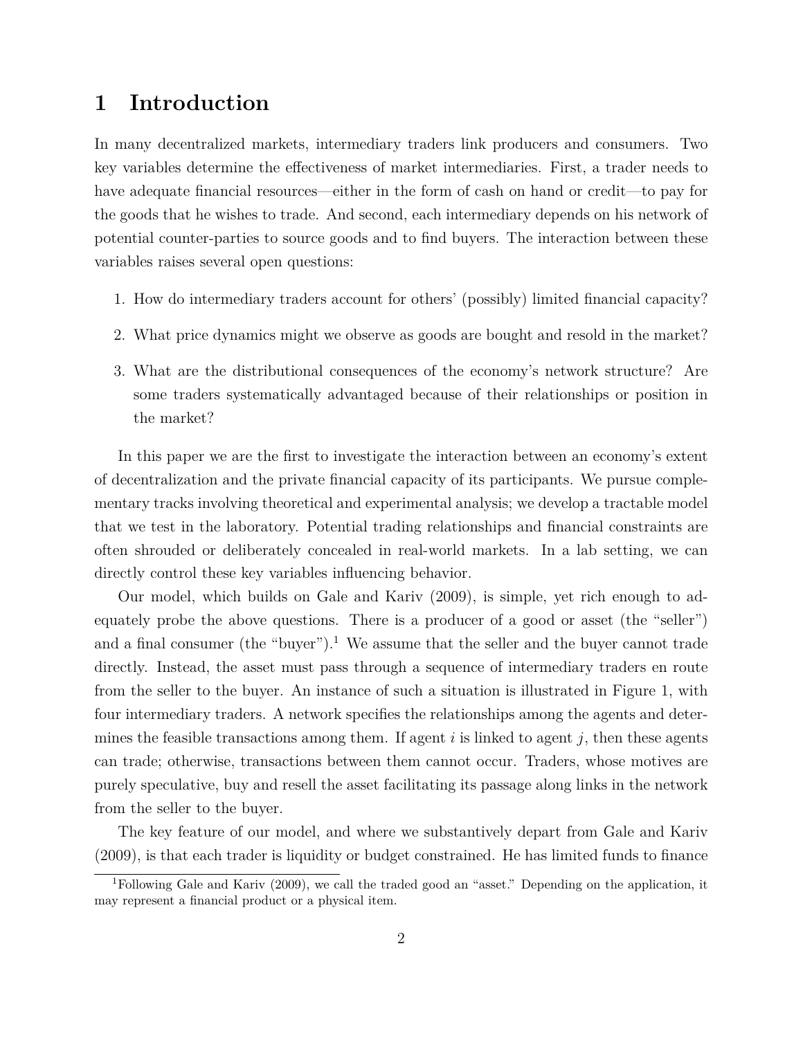# 1 Introduction

In many decentralized markets, intermediary traders link producers and consumers. Two key variables determine the effectiveness of market intermediaries. First, a trader needs to have adequate financial resources—either in the form of cash on hand or credit—to pay for the goods that he wishes to trade. And second, each intermediary depends on his network of potential counter-parties to source goods and to find buyers. The interaction between these variables raises several open questions:

1. How do intermediary traders account for others' (possibly) limited financial capacity?
2. What price dynamics might we observe as goods are bought and resold in the market?
3. What are the distributional consequences of the economy's network structure? Are some traders systematically advantaged because of their relationships or position in the market?

In this paper we are the first to investigate the interaction between an economy's extent of decentralization and the private financial capacity of its participants. We pursue complementary tracks involving theoretical and experimental analysis; we develop a tractable model that we test in the laboratory. Potential trading relationships and financial constraints are often shrouded or deliberately concealed in real-world markets. In a lab setting, we can directly control these key variables influencing behavior.

Our model, which builds on Gale and Kariv (2009), is simple, yet rich enough to adequately probe the above questions. There is a producer of a good or asset (the "seller") and a final consumer (the "buyer").[1] We assume that the seller and the buyer cannot trade directly. Instead, the asset must pass through a sequence of intermediary traders en route from the seller to the buyer. An instance of such a situation is illustrated in Figure 1, with four intermediary traders. A network specifies the relationships among the agents and determines the feasible transactions among them. If agent $i$ is linked to agent $j$, then these agents can trade; otherwise, transactions between them cannot occur. Traders, whose motives are purely speculative, buy and resell the asset facilitating its passage along links in the network from the seller to the buyer.

The key feature of our model, and where we substantively depart from Gale and Kariv (2009), is that each trader is liquidity or budget constrained. He has limited funds to finance

[1] Following Gale and Kariv (2009), we call the traded good an "asset." Depending on the application, it may represent a financial product or a physical item.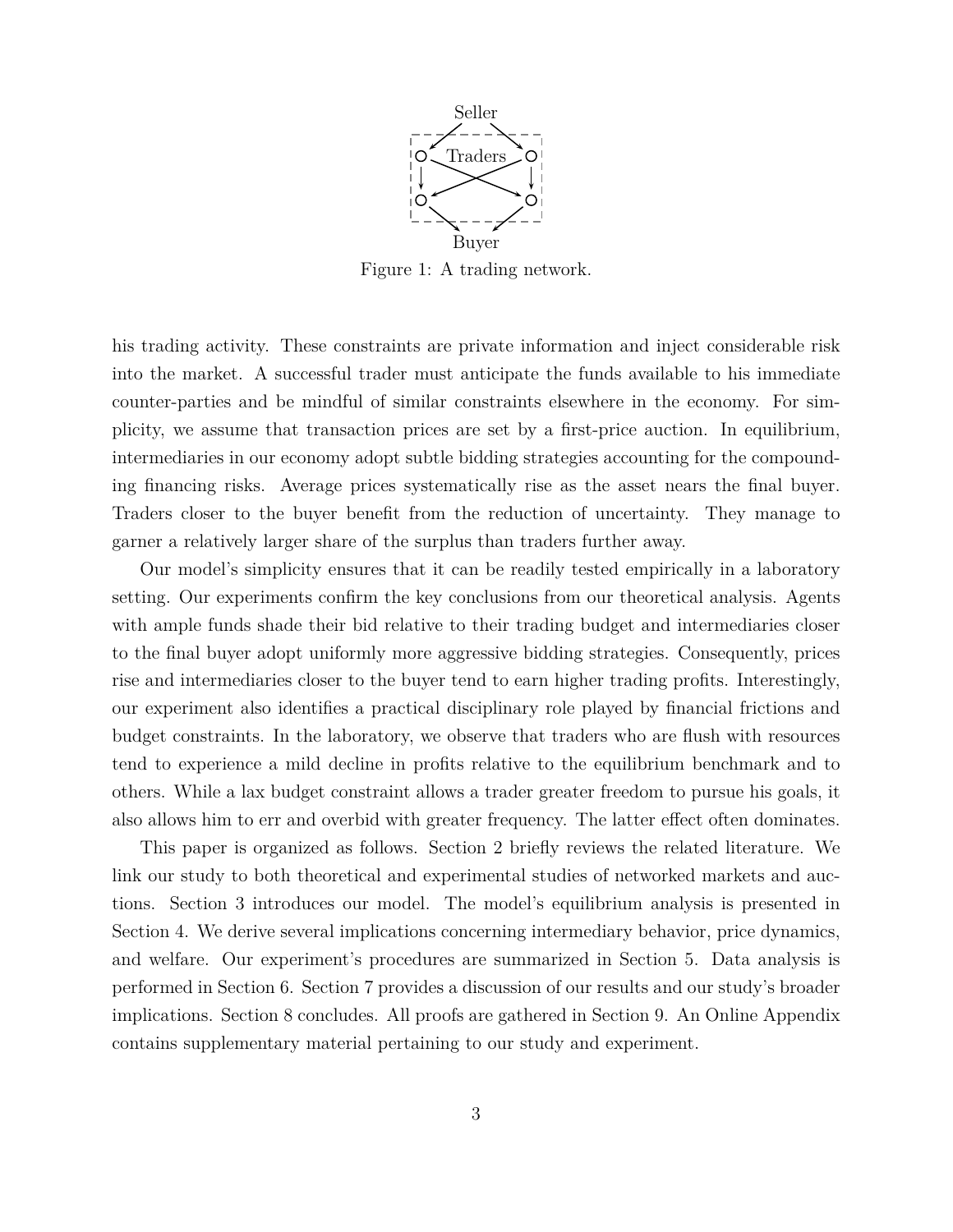Figure 1: A trading network.

his trading activity. These constraints are private information and inject considerable risk into the market. A successful trader must anticipate the funds available to his immediate counter-parties and be mindful of similar constraints elsewhere in the economy. For simplicity, we assume that transaction prices are set by a first-price auction. In equilibrium, intermediaries in our economy adopt subtle bidding strategies accounting for the compounding financing risks. Average prices systematically rise as the asset nears the final buyer. Traders closer to the buyer benefit from the reduction of uncertainty. They manage to garner a relatively larger share of the surplus than traders further away.

Our model's simplicity ensures that it can be readily tested empirically in a laboratory setting. Our experiments confirm the key conclusions from our theoretical analysis. Agents with ample funds shade their bid relative to their trading budget and intermediaries closer to the final buyer adopt uniformly more aggressive bidding strategies. Consequently, prices rise and intermediaries closer to the buyer tend to earn higher trading profits. Interestingly, our experiment also identifies a practical disciplinary role played by financial frictions and budget constraints. In the laboratory, we observe that traders who are flush with resources tend to experience a mild decline in profits relative to the equilibrium benchmark and to others. While a lax budget constraint allows a trader greater freedom to pursue his goals, it also allows him to err and overbid with greater frequency. The latter effect often dominates.

This paper is organized as follows. Section 2 briefly reviews the related literature. We link our study to both theoretical and experimental studies of networked markets and auctions. Section 3 introduces our model. The model's equilibrium analysis is presented in Section 4. We derive several implications concerning intermediary behavior, price dynamics, and welfare. Our experiment's procedures are summarized in Section 5. Data analysis is performed in Section 6. Section 7 provides a discussion of our results and our study's broader implications. Section 8 concludes. All proofs are gathered in Section 9. An Online Appendix contains supplementary material pertaining to our study and experiment.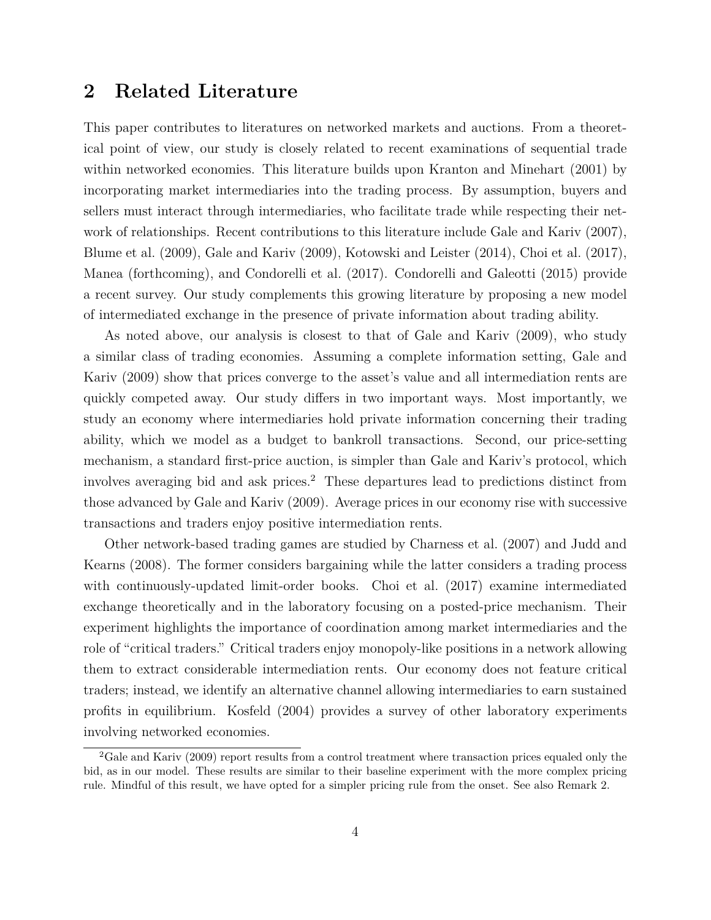## 2 Related Literature

This paper contributes to literatures on networked markets and auctions. From a theoretical point of view, our study is closely related to recent examinations of sequential trade within networked economies. This literature builds upon Kranton and Minehart (2001) by incorporating market intermediaries into the trading process. By assumption, buyers and sellers must interact through intermediaries, who facilitate trade while respecting their network of relationships. Recent contributions to this literature include Gale and Kariv (2007), Blume et al. (2009), Gale and Kariv (2009), Kotowski and Leister (2014), Choi et al. (2017), Manea (forthcoming), and Condorelli et al. (2017). Condorelli and Galeotti (2015) provide a recent survey. Our study complements this growing literature by proposing a new model of intermediated exchange in the presence of private information about trading ability.

As noted above, our analysis is closest to that of Gale and Kariv (2009), who study a similar class of trading economies. Assuming a complete information setting, Gale and Kariv (2009) show that prices converge to the asset's value and all intermediation rents are quickly competed away. Our study differs in two important ways. Most importantly, we study an economy where intermediaries hold private information concerning their trading ability, which we model as a budget to bankroll transactions. Second, our price-setting mechanism, a standard first-price auction, is simpler than Gale and Kariv's protocol, which involves averaging bid and ask prices.[2] These departures lead to predictions distinct from those advanced by Gale and Kariv (2009). Average prices in our economy rise with successive transactions and traders enjoy positive intermediation rents.

Other network-based trading games are studied by Charness et al. (2007) and Judd and Kearns (2008). The former considers bargaining while the latter considers a trading process with continuously-updated limit-order books. Choi et al. (2017) examine intermediated exchange theoretically and in the laboratory focusing on a posted-price mechanism. Their experiment highlights the importance of coordination among market intermediaries and the role of "critical traders." Critical traders enjoy monopoly-like positions in a network allowing them to extract considerable intermediation rents. Our economy does not feature critical traders; instead, we identify an alternative channel allowing intermediaries to earn sustained profits in equilibrium. Kosfeld (2004) provides a survey of other laboratory experiments involving networked economies.

[2] Gale and Kariv (2009) report results from a control treatment where transaction prices equaled only the bid, as in our model. These results are similar to their baseline experiment with the more complex pricing rule. Mindful of this result, we have opted for a simpler pricing rule from the onset. See also Remark 2.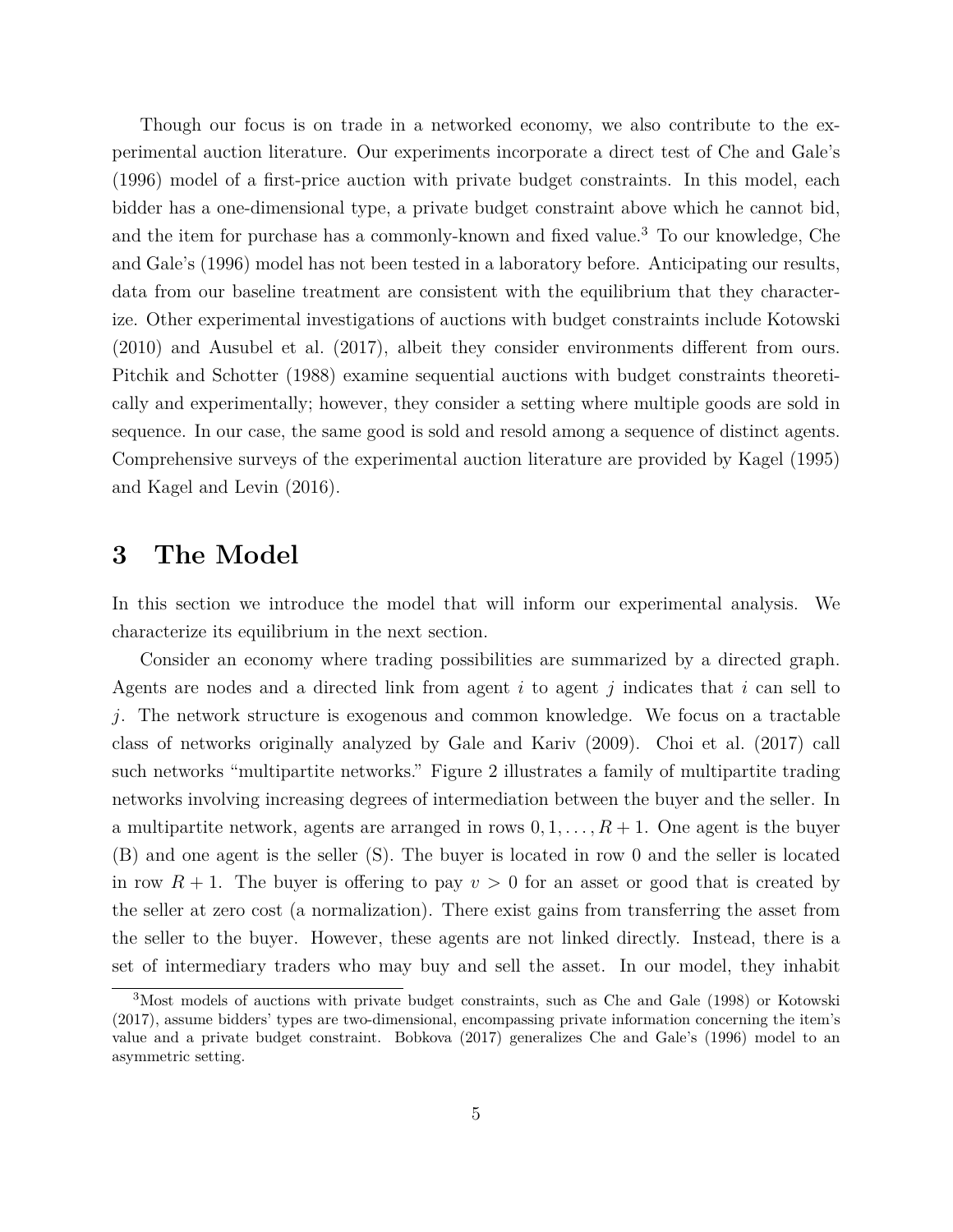Though our focus is on trade in a networked economy, we also contribute to the experimental auction literature. Our experiments incorporate a direct test of Che and Gale's (1996) model of a first-price auction with private budget constraints. In this model, each bidder has a one-dimensional type, a private budget constraint above which he cannot bid, and the item for purchase has a commonly-known and fixed value.[3] To our knowledge, Che and Gale's (1996) model has not been tested in a laboratory before. Anticipating our results, data from our baseline treatment are consistent with the equilibrium that they characterize. Other experimental investigations of auctions with budget constraints include Kotowski (2010) and Ausubel et al. (2017), albeit they consider environments different from ours. Pitchik and Schotter (1988) examine sequential auctions with budget constraints theoretically and experimentally; however, they consider a setting where multiple goods are sold in sequence. In our case, the same good is sold and resold among a sequence of distinct agents. Comprehensive surveys of the experimental auction literature are provided by Kagel (1995) and Kagel and Levin (2016).

# 3 The Model

In this section we introduce the model that will inform our experimental analysis. We characterize its equilibrium in the next section.

Consider an economy where trading possibilities are summarized by a directed graph. Agents are nodes and a directed link from agent $i$ to agent $j$ indicates that $i$ can sell to $j$. The network structure is exogenous and common knowledge. We focus on a tractable class of networks originally analyzed by Gale and Kariv (2009). Choi et al. (2017) call such networks "multipartite networks." Figure 2 illustrates a family of multipartite trading networks involving increasing degrees of intermediation between the buyer and the seller. In a multipartite network, agents are arranged in rows $0, 1, \ldots, R+1$. One agent is the buyer (B) and one agent is the seller (S). The buyer is located in row 0 and the seller is located in row $R+1$. The buyer is offering to pay $v > 0$ for an asset or good that is created by the seller at zero cost (a normalization). There exist gains from transferring the asset from the seller to the buyer. However, these agents are not linked directly. Instead, there is a set of intermediary traders who may buy and sell the asset. In our model, they inhabit

[3] Most models of auctions with private budget constraints, such as Che and Gale (1998) or Kotowski (2017), assume bidders' types are two-dimensional, encompassing private information concerning the item's value and a private budget constraint. Bobkova (2017) generalizes Che and Gale's (1996) model to an asymmetric setting.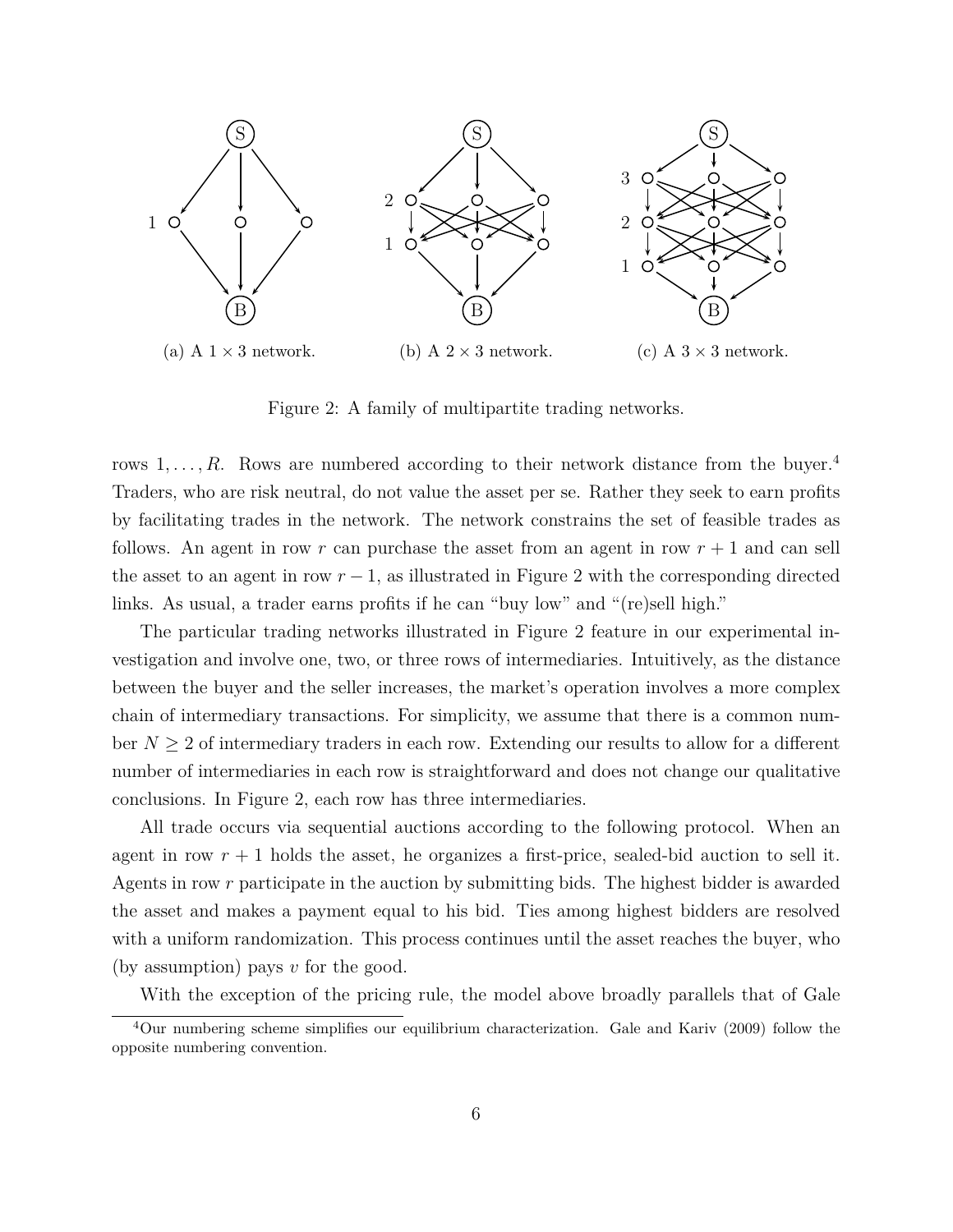(a) A $1 \times 3$ network.

(b) A $2 \times 3$ network.

(c) A $3 \times 3$ network.

Figure 2: A family of multipartite trading networks.

rows $1, \ldots, R$. Rows are numbered according to their network distance from the buyer.[4] Traders, who are risk neutral, do not value the asset per se. Rather they seek to earn profits by facilitating trades in the network. The network constrains the set of feasible trades as follows. An agent in row $r$ can purchase the asset from an agent in row $r + 1$ and can sell the asset to an agent in row $r - 1$, as illustrated in Figure 2 with the corresponding directed links. As usual, a trader earns profits if he can "buy low" and "(re)sell high."

The particular trading networks illustrated in Figure 2 feature in our experimental investigation and involve one, two, or three rows of intermediaries. Intuitively, as the distance between the buyer and the seller increases, the market's operation involves a more complex chain of intermediary transactions. For simplicity, we assume that there is a common number $N \geq 2$ of intermediary traders in each row. Extending our results to allow for a different number of intermediaries in each row is straightforward and does not change our qualitative conclusions. In Figure 2, each row has three intermediaries.

All trade occurs via sequential auctions according to the following protocol. When an agent in row $r + 1$ holds the asset, he organizes a first-price, sealed-bid auction to sell it. Agents in row $r$ participate in the auction by submitting bids. The highest bidder is awarded the asset and makes a payment equal to his bid. Ties among highest bidders are resolved with a uniform randomization. This process continues until the asset reaches the buyer, who (by assumption) pays $v$ for the good.

With the exception of the pricing rule, the model above broadly parallels that of Gale

[4] Our numbering scheme simplifies our equilibrium characterization. Gale and Kariv (2009) follow the opposite numbering convention.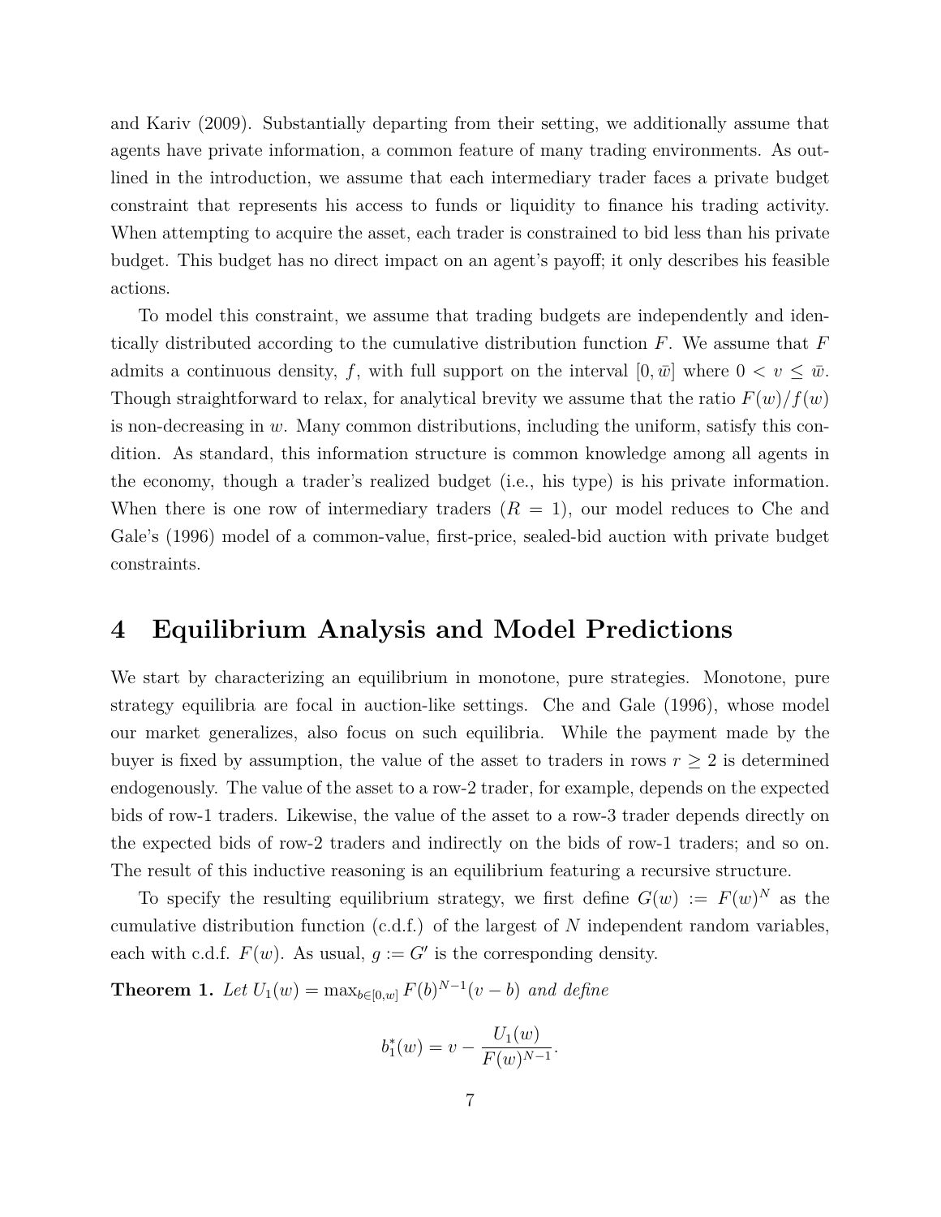and Kariv (2009). Substantially departing from their setting, we additionally assume that agents have private information, a common feature of many trading environments. As outlined in the introduction, we assume that each intermediary trader faces a private budget constraint that represents his access to funds or liquidity to finance his trading activity. When attempting to acquire the asset, each trader is constrained to bid less than his private budget. This budget has no direct impact on an agent's payoff; it only describes his feasible actions.

To model this constraint, we assume that trading budgets are independently and identically distributed according to the cumulative distribution function $F$. We assume that $F$ admits a continuous density, $f$, with full support on the interval $[0, \bar{w}]$ where $0 < v \leq \bar{w}$. Though straightforward to relax, for analytical brevity we assume that the ratio $F(w)/f(w)$ is non-decreasing in $w$. Many common distributions, including the uniform, satisfy this condition. As standard, this information structure is common knowledge among all agents in the economy, though a trader's realized budget (i.e., his type) is his private information. When there is one row of intermediary traders ($R = 1$), our model reduces to Che and Gale's (1996) model of a common-value, first-price, sealed-bid auction with private budget constraints.

# 4 Equilibrium Analysis and Model Predictions

We start by characterizing an equilibrium in monotone, pure strategies. Monotone, pure strategy equilibria are focal in auction-like settings. Che and Gale (1996), whose model our market generalizes, also focus on such equilibria. While the payment made by the buyer is fixed by assumption, the value of the asset to traders in rows $r \geq 2$ is determined endogenously. The value of the asset to a row-2 trader, for example, depends on the expected bids of row-1 traders. Likewise, the value of the asset to a row-3 trader depends directly on the expected bids of row-2 traders and indirectly on the bids of row-1 traders; and so on. The result of this inductive reasoning is an equilibrium featuring a recursive structure.

To specify the resulting equilibrium strategy, we first define $G(w) := F(w)^N$ as the cumulative distribution function (c.d.f.) of the largest of $N$ independent random variables, each with c.d.f. $F(w)$. As usual, $g := G'$ is the corresponding density.

**Theorem 1.** *Let* $U_1(w) = \max_{b \in [0,w]} F(b)^{N-1}(v - b)$ *and define*

$$b_1^*(w) = v - \frac{U_1(w)}{F(w)^{N-1}}.$$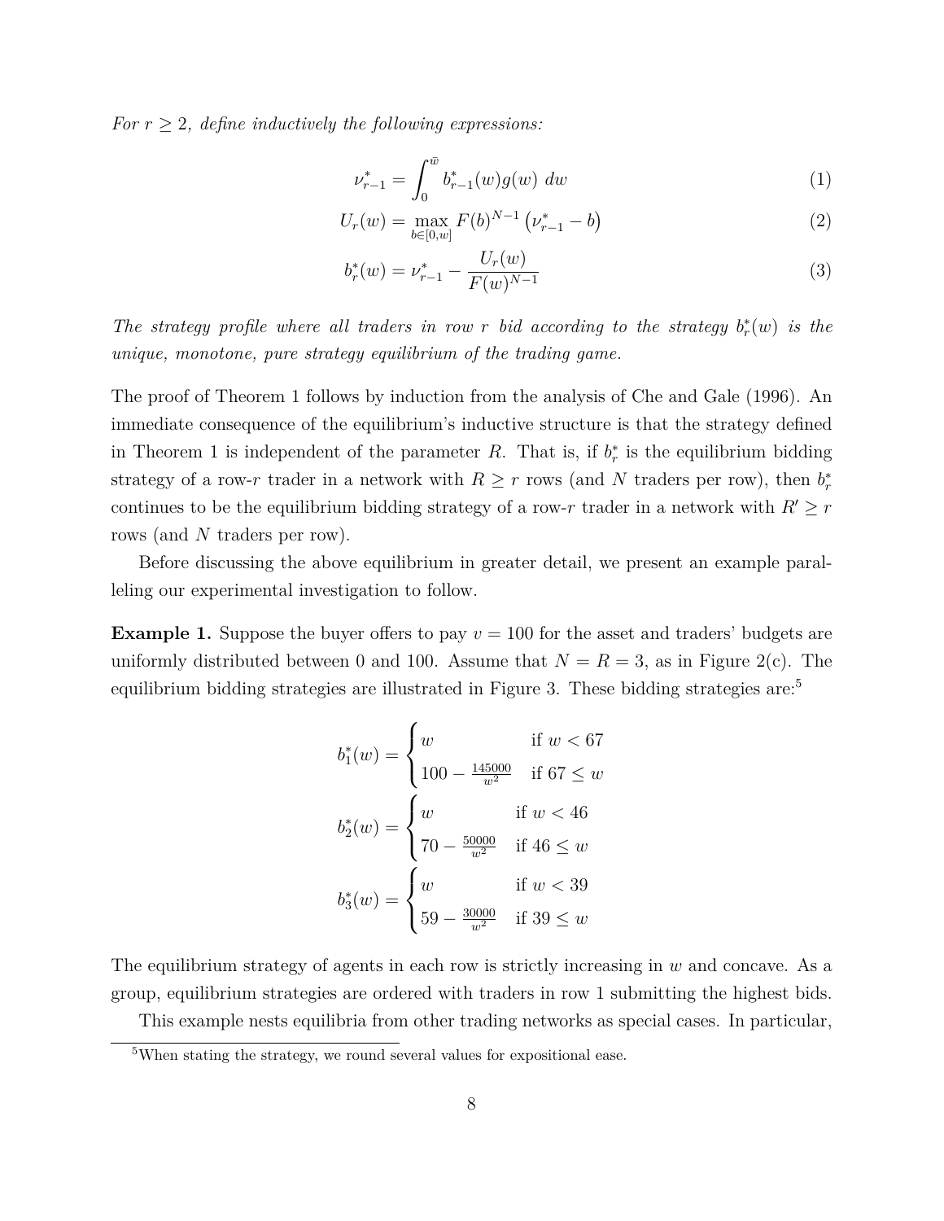*For $r \geq 2$, define inductively the following expressions:*

$$\nu_{r-1}^* = \int_0^{\bar{w}} b_{r-1}^*(w) g(w) \, dw \tag{1}$$

$$U_r(w) = \max_{b \in [0,w]} F(b)^{N-1} \left(\nu_{r-1}^* - b\right) \tag{2}$$

$$b_r^*(w) = \nu_{r-1}^* - \frac{U_r(w)}{F(w)^{N-1}} \tag{3}$$

*The strategy profile where all traders in row $r$ bid according to the strategy $b_r^*(w)$ is the unique, monotone, pure strategy equilibrium of the trading game.*

The proof of Theorem 1 follows by induction from the analysis of Che and Gale (1996). An immediate consequence of the equilibrium's inductive structure is that the strategy defined in Theorem 1 is independent of the parameter $R$. That is, if $b_r^*$ is the equilibrium bidding strategy of a row-$r$ trader in a network with $R \geq r$ rows (and $N$ traders per row), then $b_r^*$ continues to be the equilibrium bidding strategy of a row-$r$ trader in a network with $R' \geq r$ rows (and $N$ traders per row).

Before discussing the above equilibrium in greater detail, we present an example paralleling our experimental investigation to follow.

**Example 1.** Suppose the buyer offers to pay $v = 100$ for the asset and traders' budgets are uniformly distributed between 0 and 100. Assume that $N = R = 3$, as in Figure 2(c). The equilibrium bidding strategies are illustrated in Figure 3. These bidding strategies are:[5]

$$b_1^*(w) = \begin{cases} w & \text{if } w < 67 \\ 100 - \frac{145000}{w^2} & \text{if } 67 \leq w \end{cases}$$

$$b_2^*(w) = \begin{cases} w & \text{if } w < 46 \\ 70 - \frac{50000}{w^2} & \text{if } 46 \leq w \end{cases}$$

$$b_3^*(w) = \begin{cases} w & \text{if } w < 39 \\ 59 - \frac{30000}{w^2} & \text{if } 39 \leq w \end{cases}$$

The equilibrium strategy of agents in each row is strictly increasing in $w$ and concave. As a group, equilibrium strategies are ordered with traders in row 1 submitting the highest bids.

This example nests equilibria from other trading networks as special cases. In particular,

[5] When stating the strategy, we round several values for expositional ease.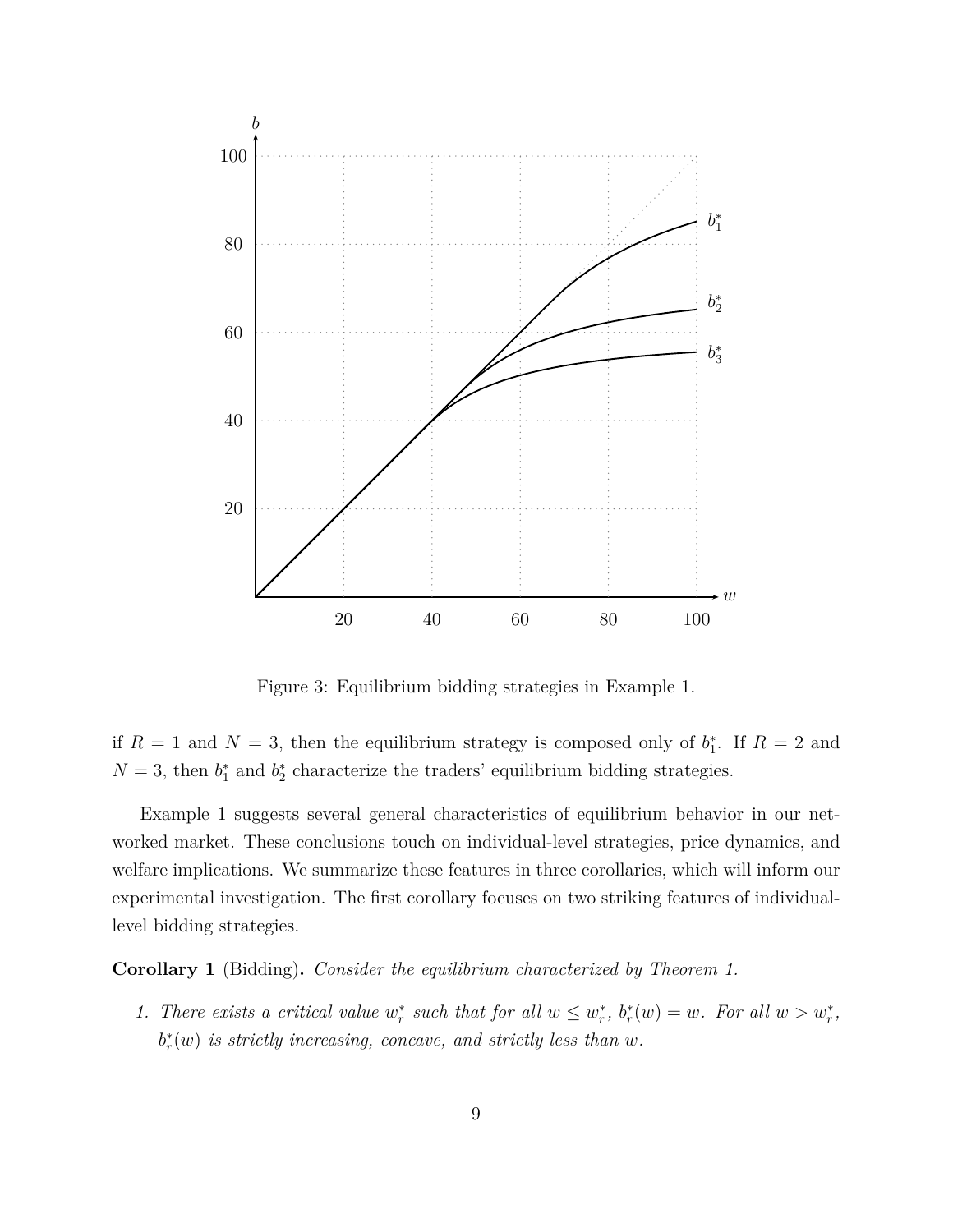Figure 3: Equilibrium bidding strategies in Example 1.

if $R = 1$ and $N = 3$, then the equilibrium strategy is composed only of $b_1^*$. If $R = 2$ and $N = 3$, then $b_1^*$ and $b_2^*$ characterize the traders' equilibrium bidding strategies.

Example 1 suggests several general characteristics of equilibrium behavior in our networked market. These conclusions touch on individual-level strategies, price dynamics, and welfare implications. We summarize these features in three corollaries, which will inform our experimental investigation. The first corollary focuses on two striking features of individual-level bidding strategies.

**Corollary 1** (Bidding)**.** *Consider the equilibrium characterized by Theorem 1.*

1. *There exists a critical value $w_r^*$ such that for all $w \leq w_r^*$, $b_r^*(w) = w$. For all $w > w_r^*$, $b_r^*(w)$ is strictly increasing, concave, and strictly less than $w$.*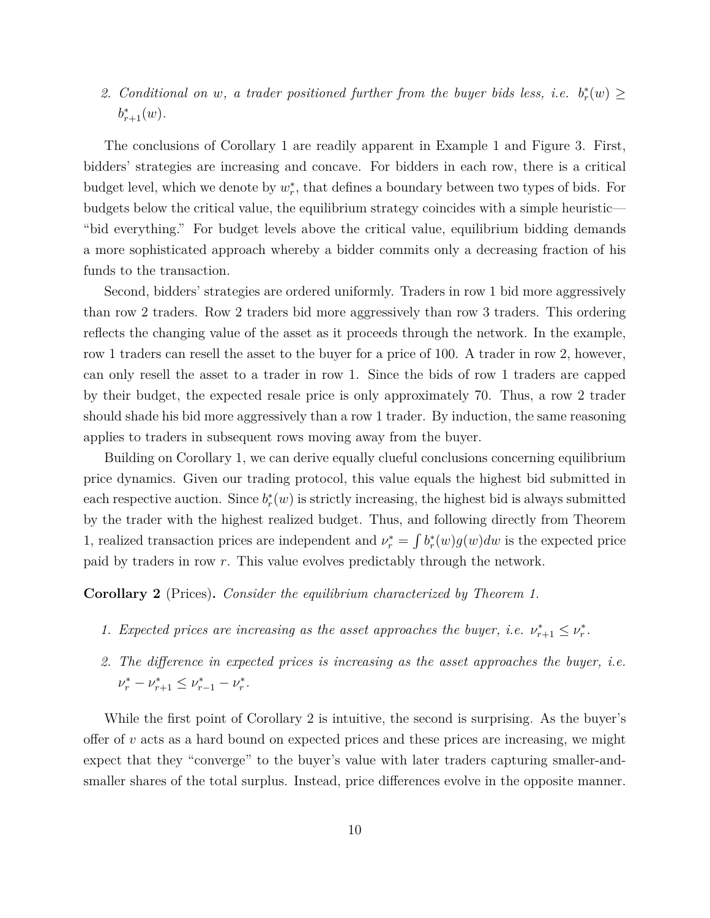2. *Conditional on $w$, a trader positioned further from the buyer bids less, i.e. $b_r^*(w) \geq b_{r+1}^*(w)$.*

The conclusions of Corollary 1 are readily apparent in Example 1 and Figure 3. First, bidders' strategies are increasing and concave. For bidders in each row, there is a critical budget level, which we denote by $w_r^*$, that defines a boundary between two types of bids. For budgets below the critical value, the equilibrium strategy coincides with a simple heuristic—"bid everything." For budget levels above the critical value, equilibrium bidding demands a more sophisticated approach whereby a bidder commits only a decreasing fraction of his funds to the transaction.

Second, bidders' strategies are ordered uniformly. Traders in row 1 bid more aggressively than row 2 traders. Row 2 traders bid more aggressively than row 3 traders. This ordering reflects the changing value of the asset as it proceeds through the network. In the example, row 1 traders can resell the asset to the buyer for a price of 100. A trader in row 2, however, can only resell the asset to a trader in row 1. Since the bids of row 1 traders are capped by their budget, the expected resale price is only approximately 70. Thus, a row 2 trader should shade his bid more aggressively than a row 1 trader. By induction, the same reasoning applies to traders in subsequent rows moving away from the buyer.

Building on Corollary 1, we can derive equally clueful conclusions concerning equilibrium price dynamics. Given our trading protocol, this value equals the highest bid submitted in each respective auction. Since $b_r^*(w)$ is strictly increasing, the highest bid is always submitted by the trader with the highest realized budget. Thus, and following directly from Theorem 1, realized transaction prices are independent and $\nu_r^* = \int b_r^*(w)g(w)dw$ is the expected price paid by traders in row $r$. This value evolves predictably through the network.

**Corollary 2** (Prices)**.** *Consider the equilibrium characterized by Theorem 1.*

1. *Expected prices are increasing as the asset approaches the buyer, i.e. $\nu_{r+1}^* \leq \nu_r^*$.*
2. *The difference in expected prices is increasing as the asset approaches the buyer, i.e. $\nu_r^* - \nu_{r+1}^* \leq \nu_{r-1}^* - \nu_r^*$.*

While the first point of Corollary 2 is intuitive, the second is surprising. As the buyer's offer of $v$ acts as a hard bound on expected prices and these prices are increasing, we might expect that they "converge" to the buyer's value with later traders capturing smaller-and-smaller shares of the total surplus. Instead, price differences evolve in the opposite manner.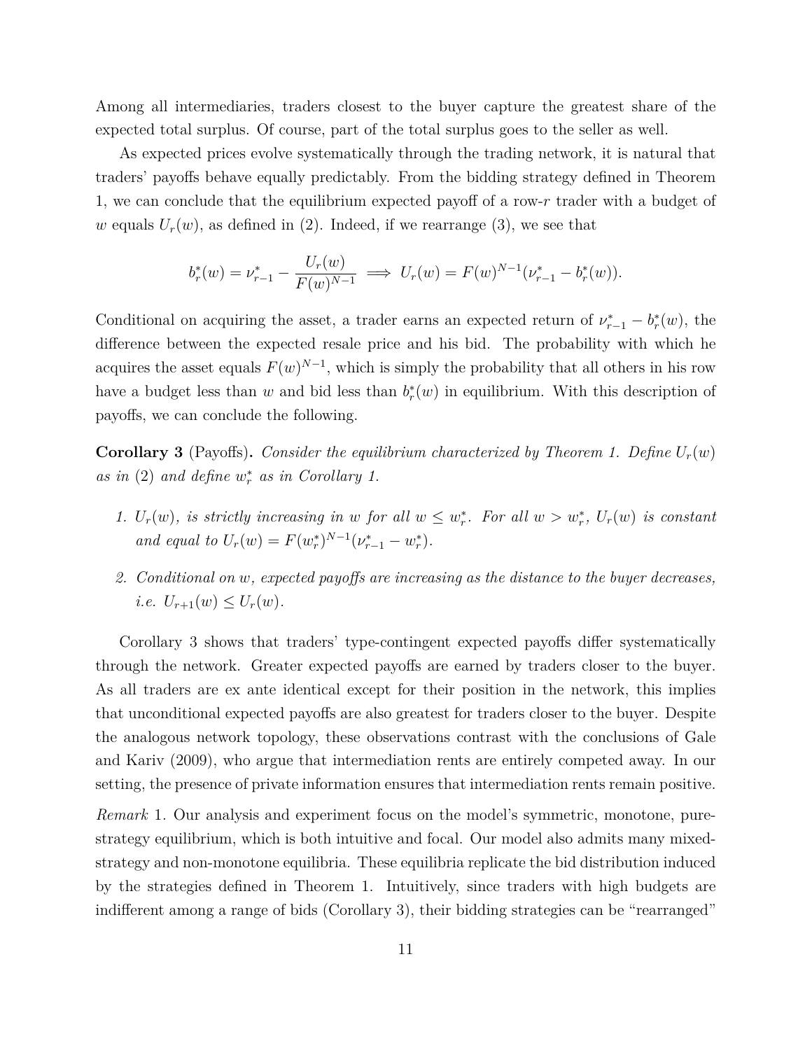Among all intermediaries, traders closest to the buyer capture the greatest share of the expected total surplus. Of course, part of the total surplus goes to the seller as well.

As expected prices evolve systematically through the trading network, it is natural that traders' payoffs behave equally predictably. From the bidding strategy defined in Theorem 1, we can conclude that the equilibrium expected payoff of a row-$r$ trader with a budget of $w$ equals $U_r(w)$, as defined in (2). Indeed, if we rearrange (3), we see that

$$b_r^*(w) = \nu_{r-1}^* - \frac{U_r(w)}{F(w)^{N-1}} \implies U_r(w) = F(w)^{N-1}(\nu_{r-1}^* - b_r^*(w)).$$

Conditional on acquiring the asset, a trader earns an expected return of $\nu_{r-1}^* - b_r^*(w)$, the difference between the expected resale price and his bid. The probability with which he acquires the asset equals $F(w)^{N-1}$, which is simply the probability that all others in his row have a budget less than $w$ and bid less than $b_r^*(w)$ in equilibrium. With this description of payoffs, we can conclude the following.

**Corollary 3** (Payoffs)**.** *Consider the equilibrium characterized by Theorem 1. Define $U_r(w)$ as in* (2) *and define $w_r^*$ as in Corollary 1.*

1. *$U_r(w)$, is strictly increasing in $w$ for all $w \leq w_r^*$. For all $w > w_r^*$, $U_r(w)$ is constant and equal to $U_r(w) = F(w_r^*)^{N-1}(\nu_{r-1}^* - w_r^*)$.*
2. *Conditional on $w$, expected payoffs are increasing as the distance to the buyer decreases, i.e. $U_{r+1}(w) \leq U_r(w)$.*

Corollary 3 shows that traders' type-contingent expected payoffs differ systematically through the network. Greater expected payoffs are earned by traders closer to the buyer. As all traders are ex ante identical except for their position in the network, this implies that unconditional expected payoffs are also greatest for traders closer to the buyer. Despite the analogous network topology, these observations contrast with the conclusions of Gale and Kariv (2009), who argue that intermediation rents are entirely competed away. In our setting, the presence of private information ensures that intermediation rents remain positive.

*Remark* 1. Our analysis and experiment focus on the model's symmetric, monotone, pure-strategy equilibrium, which is both intuitive and focal. Our model also admits many mixed-strategy and non-monotone equilibria. These equilibria replicate the bid distribution induced by the strategies defined in Theorem 1. Intuitively, since traders with high budgets are indifferent among a range of bids (Corollary 3), their bidding strategies can be "rearranged"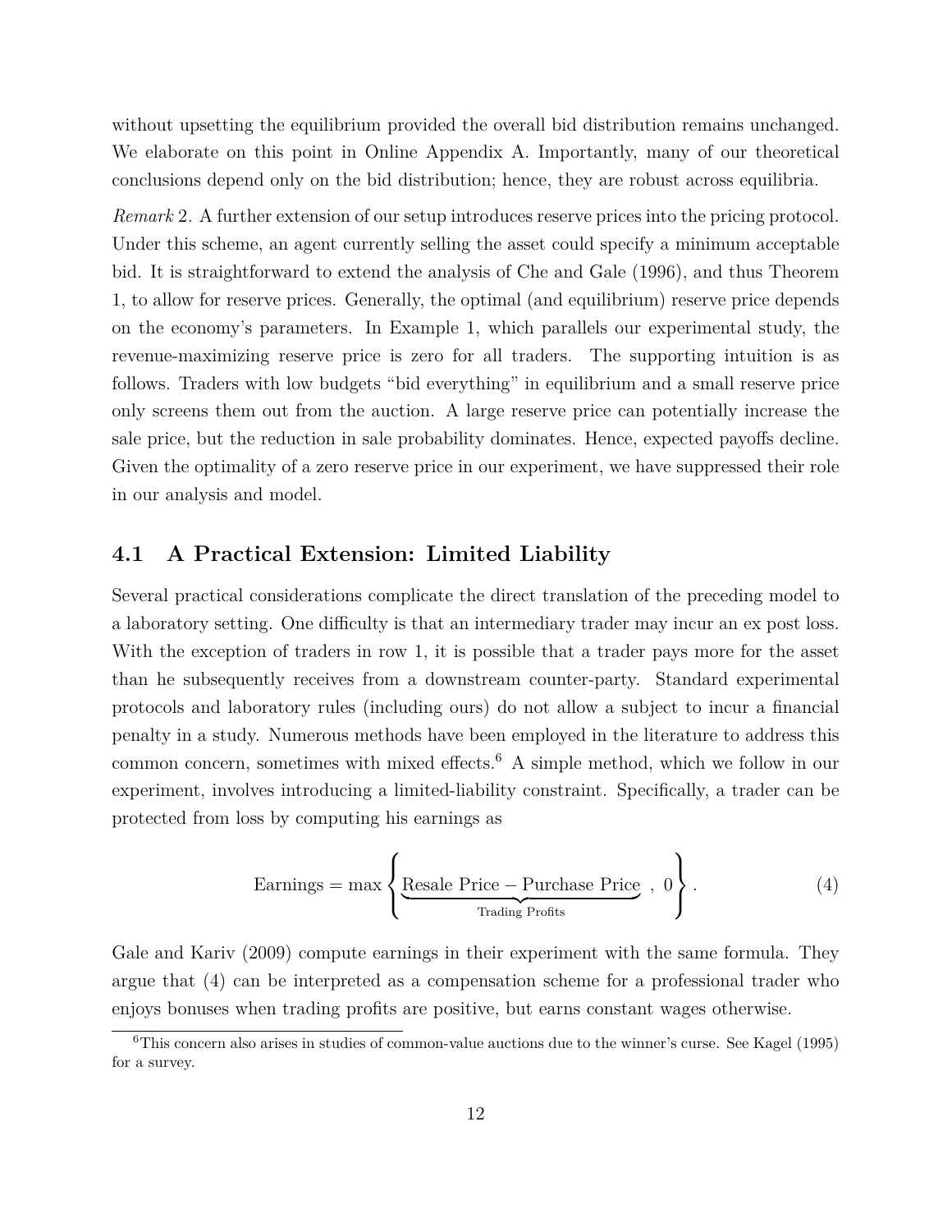without upsetting the equilibrium provided the overall bid distribution remains unchanged. We elaborate on this point in Online Appendix A. Importantly, many of our theoretical conclusions depend only on the bid distribution; hence, they are robust across equilibria.

*Remark* 2. A further extension of our setup introduces reserve prices into the pricing protocol. Under this scheme, an agent currently selling the asset could specify a minimum acceptable bid. It is straightforward to extend the analysis of Che and Gale (1996), and thus Theorem 1, to allow for reserve prices. Generally, the optimal (and equilibrium) reserve price depends on the economy's parameters. In Example 1, which parallels our experimental study, the revenue-maximizing reserve price is zero for all traders. The supporting intuition is as follows. Traders with low budgets "bid everything" in equilibrium and a small reserve price only screens them out from the auction. A large reserve price can potentially increase the sale price, but the reduction in sale probability dominates. Hence, expected payoffs decline. Given the optimality of a zero reserve price in our experiment, we have suppressed their role in our analysis and model.

## 4.1 A Practical Extension: Limited Liability

Several practical considerations complicate the direct translation of the preceding model to a laboratory setting. One difficulty is that an intermediary trader may incur an ex post loss. With the exception of traders in row 1, it is possible that a trader pays more for the asset than he subsequently receives from a downstream counter-party. Standard experimental protocols and laboratory rules (including ours) do not allow a subject to incur a financial penalty in a study. Numerous methods have been employed in the literature to address this common concern, sometimes with mixed effects.[6] A simple method, which we follow in our experiment, involves introducing a limited-liability constraint. Specifically, a trader can be protected from loss by computing his earnings as

$$\text{Earnings} = \max\left\{ \underbrace{\text{Resale Price} - \text{Purchase Price}}_{\text{Trading Profits}} \ , \ 0 \right\}. \tag{4}$$

Gale and Kariv (2009) compute earnings in their experiment with the same formula. They argue that (4) can be interpreted as a compensation scheme for a professional trader who enjoys bonuses when trading profits are positive, but earns constant wages otherwise.

[6] This concern also arises in studies of common-value auctions due to the winner's curse. See Kagel (1995) for a survey.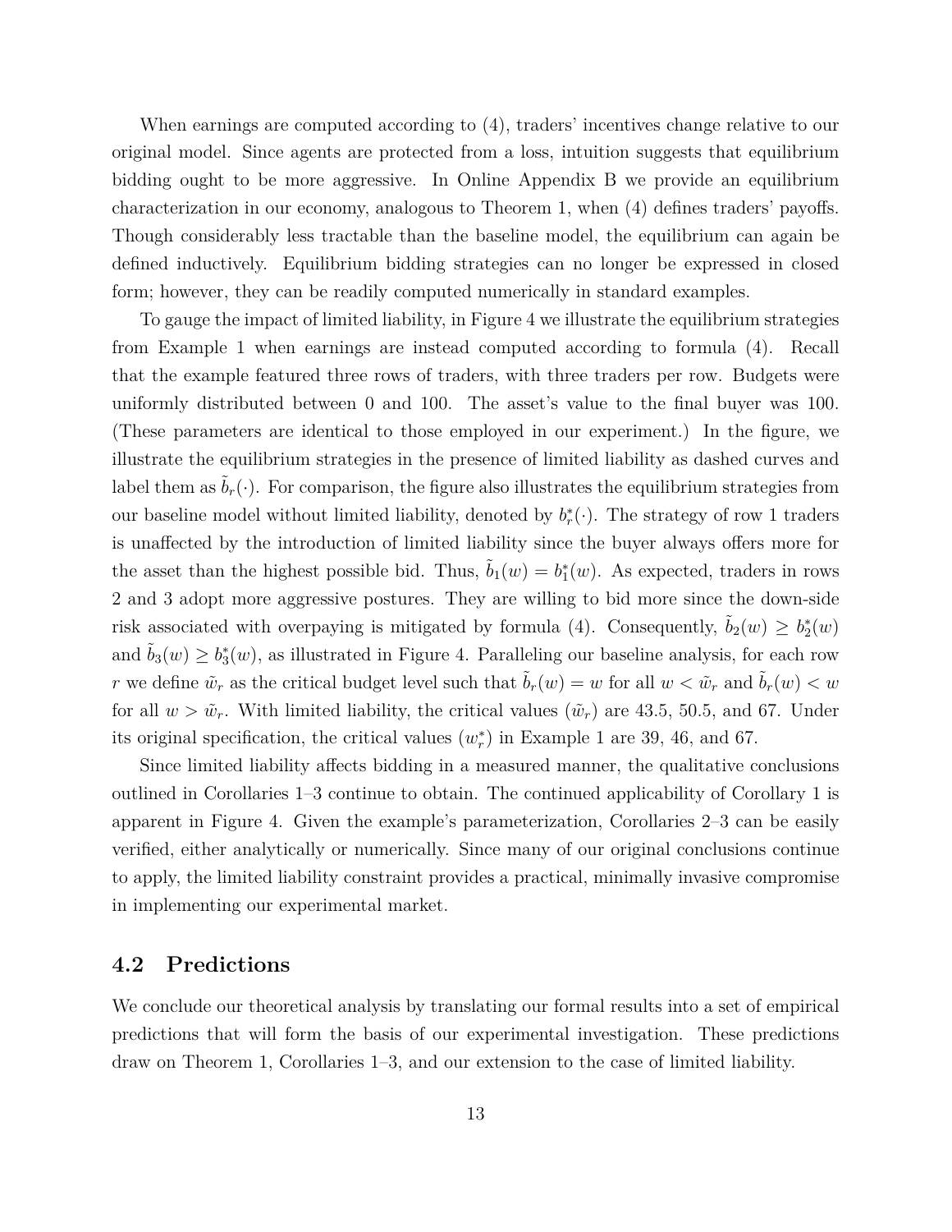When earnings are computed according to (4), traders' incentives change relative to our original model. Since agents are protected from a loss, intuition suggests that equilibrium bidding ought to be more aggressive. In Online Appendix B we provide an equilibrium characterization in our economy, analogous to Theorem 1, when (4) defines traders' payoffs. Though considerably less tractable than the baseline model, the equilibrium can again be defined inductively. Equilibrium bidding strategies can no longer be expressed in closed form; however, they can be readily computed numerically in standard examples.

To gauge the impact of limited liability, in Figure 4 we illustrate the equilibrium strategies from Example 1 when earnings are instead computed according to formula (4). Recall that the example featured three rows of traders, with three traders per row. Budgets were uniformly distributed between 0 and 100. The asset's value to the final buyer was 100. (These parameters are identical to those employed in our experiment.) In the figure, we illustrate the equilibrium strategies in the presence of limited liability as dashed curves and label them as $\tilde{b}_r(\cdot)$. For comparison, the figure also illustrates the equilibrium strategies from our baseline model without limited liability, denoted by $b_r^*(\cdot)$. The strategy of row 1 traders is unaffected by the introduction of limited liability since the buyer always offers more for the asset than the highest possible bid. Thus, $\tilde{b}_1(w) = b_1^*(w)$. As expected, traders in rows 2 and 3 adopt more aggressive postures. They are willing to bid more since the down-side risk associated with overpaying is mitigated by formula (4). Consequently, $\tilde{b}_2(w) \geq b_2^*(w)$ and $\tilde{b}_3(w) \geq b_3^*(w)$, as illustrated in Figure 4. Paralleling our baseline analysis, for each row $r$ we define $\tilde{w}_r$ as the critical budget level such that $\tilde{b}_r(w) = w$ for all $w < \tilde{w}_r$ and $\tilde{b}_r(w) < w$ for all $w > \tilde{w}_r$. With limited liability, the critical values ($\tilde{w}_r$) are 43.5, 50.5, and 67. Under its original specification, the critical values ($w_r^*$) in Example 1 are 39, 46, and 67.

Since limited liability affects bidding in a measured manner, the qualitative conclusions outlined in Corollaries 1–3 continue to obtain. The continued applicability of Corollary 1 is apparent in Figure 4. Given the example's parameterization, Corollaries 2–3 can be easily verified, either analytically or numerically. Since many of our original conclusions continue to apply, the limited liability constraint provides a practical, minimally invasive compromise in implementing our experimental market.

## 4.2 Predictions

We conclude our theoretical analysis by translating our formal results into a set of empirical predictions that will form the basis of our experimental investigation. These predictions draw on Theorem 1, Corollaries 1–3, and our extension to the case of limited liability.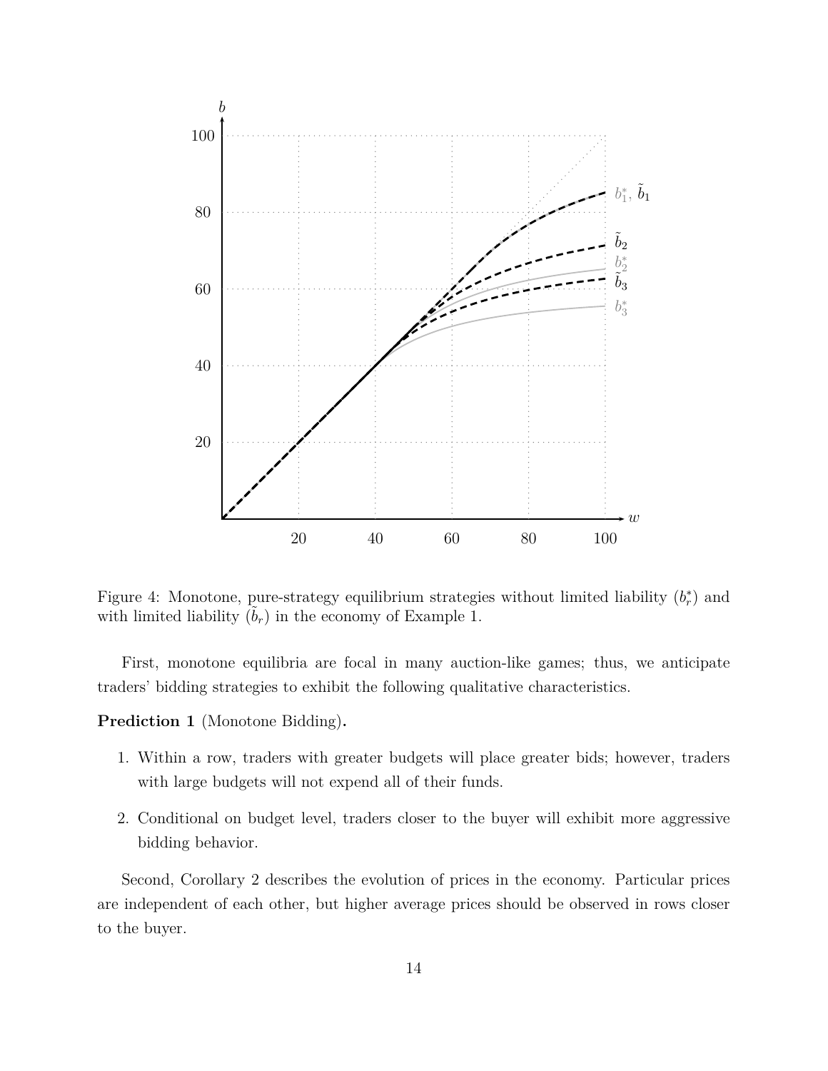Figure 4: Monotone, pure-strategy equilibrium strategies without limited liability ($b_r^*$) and with limited liability ($\tilde{b}_r$) in the economy of Example 1.

First, monotone equilibria are focal in many auction-like games; thus, we anticipate traders' bidding strategies to exhibit the following qualitative characteristics.

**Prediction 1** (Monotone Bidding)**.**

1. Within a row, traders with greater budgets will place greater bids; however, traders with large budgets will not expend all of their funds.
2. Conditional on budget level, traders closer to the buyer will exhibit more aggressive bidding behavior.

Second, Corollary 2 describes the evolution of prices in the economy. Particular prices are independent of each other, but higher average prices should be observed in rows closer to the buyer.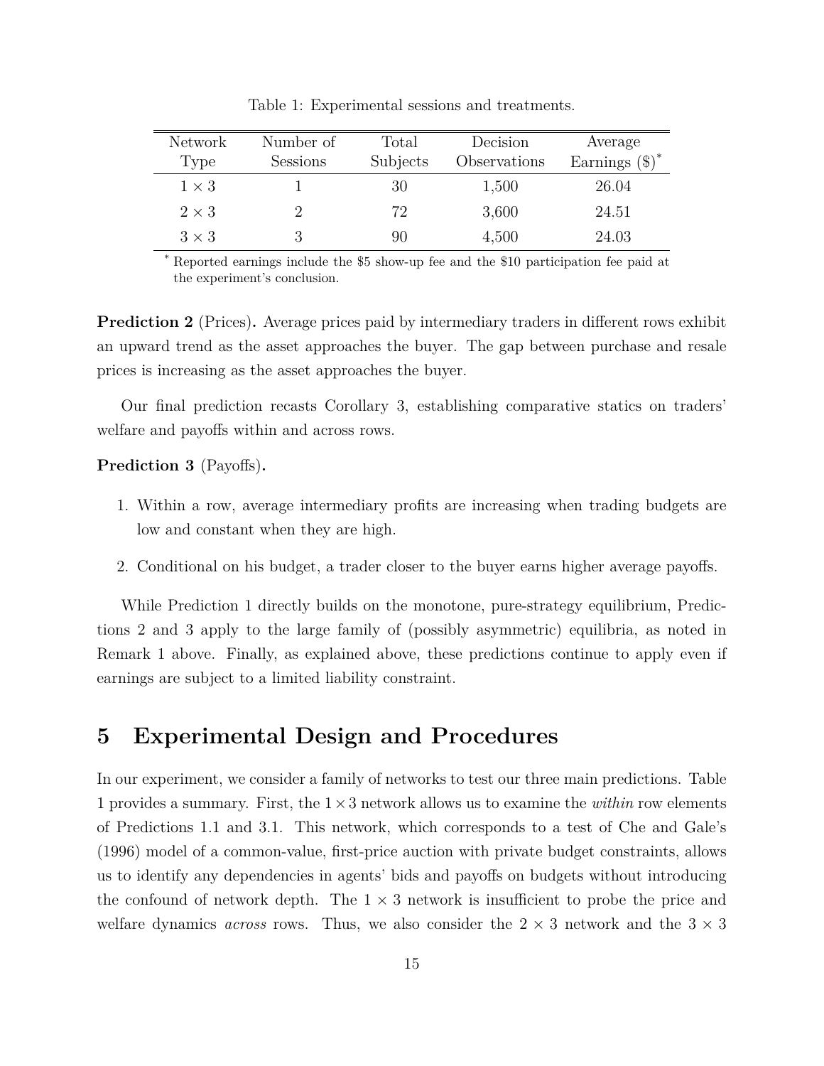Table 1: Experimental sessions and treatments.

| Network Type | Number of Sessions | Total Subjects | Decision Observations | Average Earnings ($)* |
|---|---|---|---|---|
| $1 \times 3$ | 1 | 30 | 1,500 | 26.04 |
| $2 \times 3$ | 2 | 72 | 3,600 | 24.51 |
| $3 \times 3$ | 3 | 90 | 4,500 | 24.03 |

* Reported earnings include the $5 show-up fee and the $10 participation fee paid at the experiment's conclusion.

**Prediction 2** (Prices)**.** Average prices paid by intermediary traders in different rows exhibit an upward trend as the asset approaches the buyer. The gap between purchase and resale prices is increasing as the asset approaches the buyer.

Our final prediction recasts Corollary 3, establishing comparative statics on traders' welfare and payoffs within and across rows.

**Prediction 3** (Payoffs)**.**

1. Within a row, average intermediary profits are increasing when trading budgets are low and constant when they are high.
2. Conditional on his budget, a trader closer to the buyer earns higher average payoffs.

While Prediction 1 directly builds on the monotone, pure-strategy equilibrium, Predictions 2 and 3 apply to the large family of (possibly asymmetric) equilibria, as noted in Remark 1 above. Finally, as explained above, these predictions continue to apply even if earnings are subject to a limited liability constraint.

## 5 Experimental Design and Procedures

In our experiment, we consider a family of networks to test our three main predictions. Table 1 provides a summary. First, the $1 \times 3$ network allows us to examine the *within* row elements of Predictions 1.1 and 3.1. This network, which corresponds to a test of Che and Gale's (1996) model of a common-value, first-price auction with private budget constraints, allows us to identify any dependencies in agents' bids and payoffs on budgets without introducing the confound of network depth. The $1 \times 3$ network is insufficient to probe the price and welfare dynamics *across* rows. Thus, we also consider the $2 \times 3$ network and the $3 \times 3$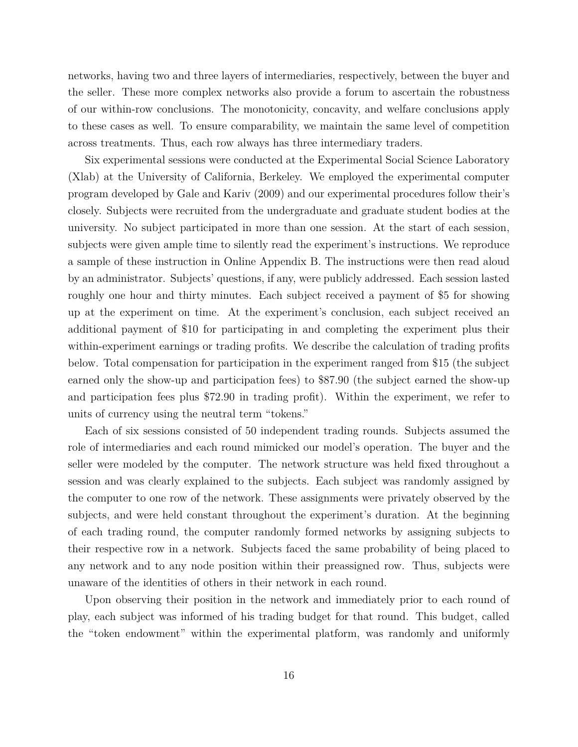networks, having two and three layers of intermediaries, respectively, between the buyer and the seller. These more complex networks also provide a forum to ascertain the robustness of our within-row conclusions. The monotonicity, concavity, and welfare conclusions apply to these cases as well. To ensure comparability, we maintain the same level of competition across treatments. Thus, each row always has three intermediary traders.

Six experimental sessions were conducted at the Experimental Social Science Laboratory (Xlab) at the University of California, Berkeley. We employed the experimental computer program developed by Gale and Kariv (2009) and our experimental procedures follow their's closely. Subjects were recruited from the undergraduate and graduate student bodies at the university. No subject participated in more than one session. At the start of each session, subjects were given ample time to silently read the experiment's instructions. We reproduce a sample of these instruction in Online Appendix B. The instructions were then read aloud by an administrator. Subjects' questions, if any, were publicly addressed. Each session lasted roughly one hour and thirty minutes. Each subject received a payment of $5 for showing up at the experiment on time. At the experiment's conclusion, each subject received an additional payment of $10 for participating in and completing the experiment plus their within-experiment earnings or trading profits. We describe the calculation of trading profits below. Total compensation for participation in the experiment ranged from $15 (the subject earned only the show-up and participation fees) to $87.90 (the subject earned the show-up and participation fees plus $72.90 in trading profit). Within the experiment, we refer to units of currency using the neutral term "tokens."

Each of six sessions consisted of 50 independent trading rounds. Subjects assumed the role of intermediaries and each round mimicked our model's operation. The buyer and the seller were modeled by the computer. The network structure was held fixed throughout a session and was clearly explained to the subjects. Each subject was randomly assigned by the computer to one row of the network. These assignments were privately observed by the subjects, and were held constant throughout the experiment's duration. At the beginning of each trading round, the computer randomly formed networks by assigning subjects to their respective row in a network. Subjects faced the same probability of being placed to any network and to any node position within their preassigned row. Thus, subjects were unaware of the identities of others in their network in each round.

Upon observing their position in the network and immediately prior to each round of play, each subject was informed of his trading budget for that round. This budget, called the "token endowment" within the experimental platform, was randomly and uniformly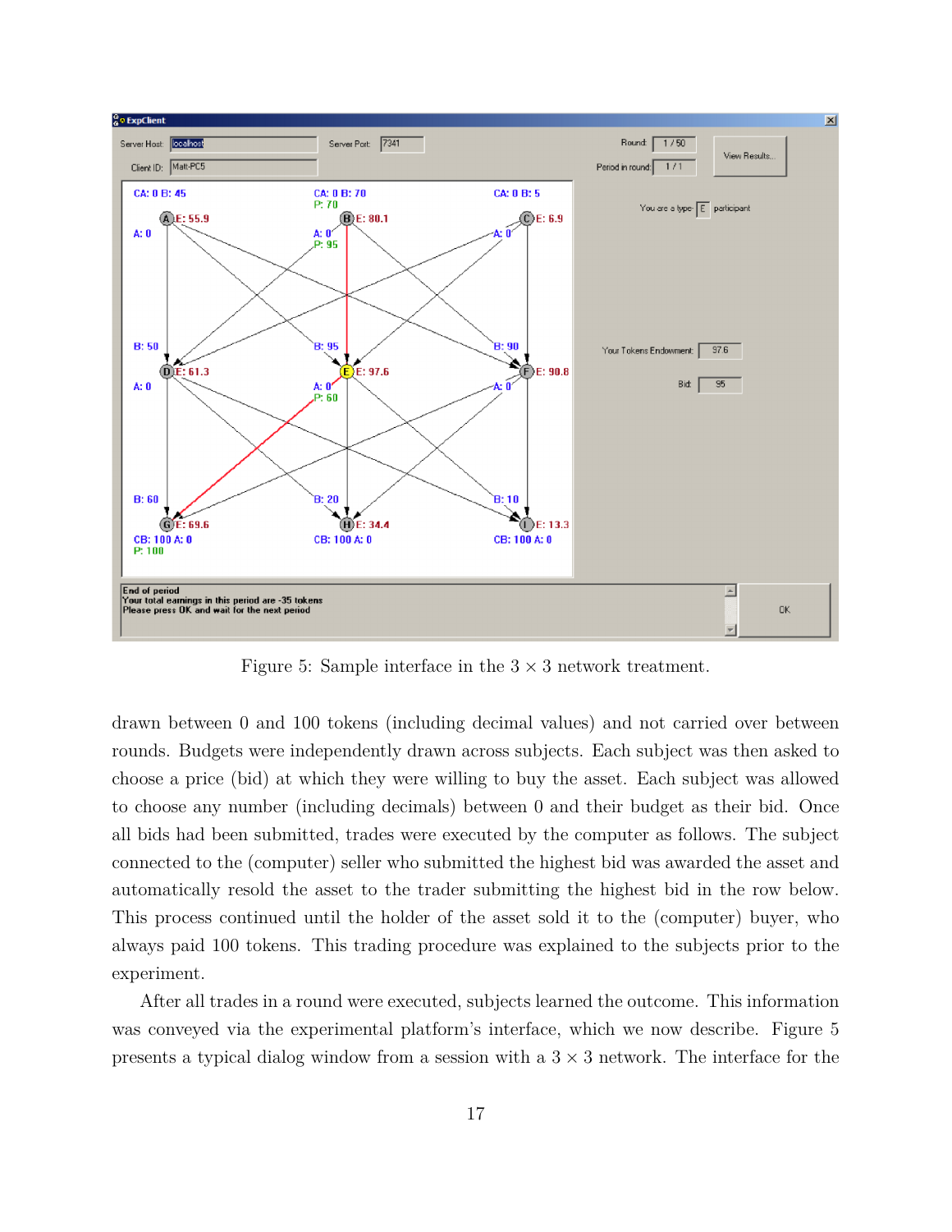Figure 5: Sample interface in the $3 \times 3$ network treatment.

drawn between 0 and 100 tokens (including decimal values) and not carried over between rounds. Budgets were independently drawn across subjects. Each subject was then asked to choose a price (bid) at which they were willing to buy the asset. Each subject was allowed to choose any number (including decimals) between 0 and their budget as their bid. Once all bids had been submitted, trades were executed by the computer as follows. The subject connected to the (computer) seller who submitted the highest bid was awarded the asset and automatically resold the asset to the trader submitting the highest bid in the row below. This process continued until the holder of the asset sold it to the (computer) buyer, who always paid 100 tokens. This trading procedure was explained to the subjects prior to the experiment.

After all trades in a round were executed, subjects learned the outcome. This information was conveyed via the experimental platform's interface, which we now describe. Figure 5 presents a typical dialog window from a session with a $3 \times 3$ network. The interface for the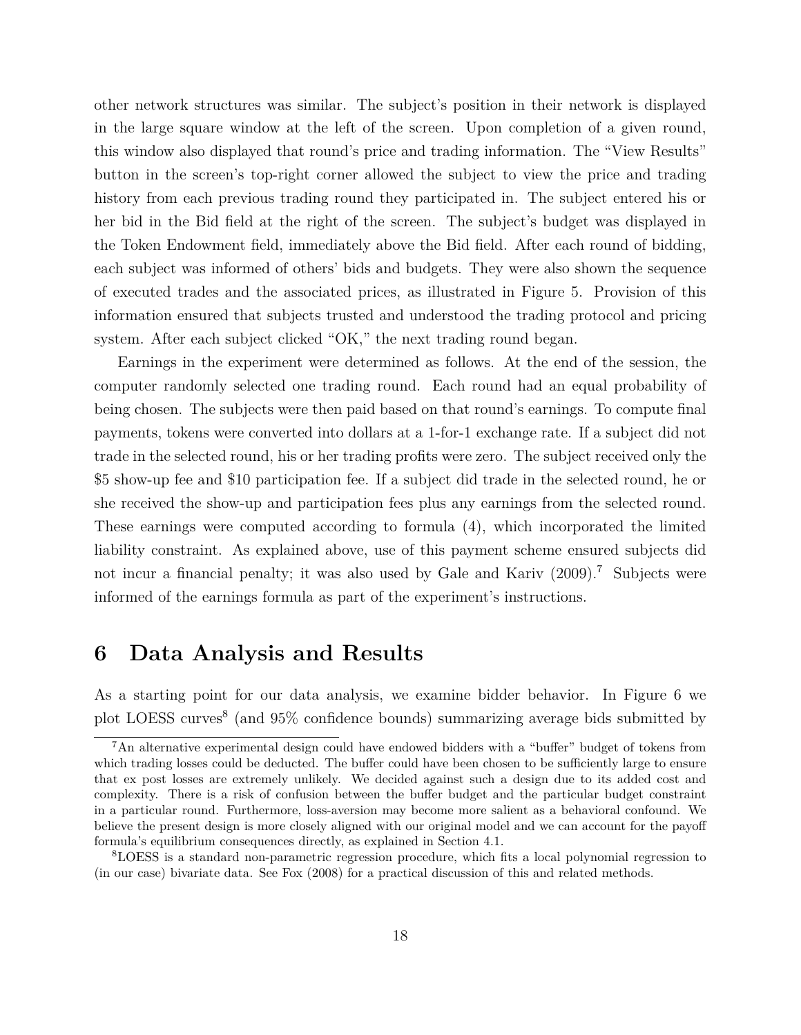other network structures was similar. The subject's position in their network is displayed in the large square window at the left of the screen. Upon completion of a given round, this window also displayed that round's price and trading information. The "View Results" button in the screen's top-right corner allowed the subject to view the price and trading history from each previous trading round they participated in. The subject entered his or her bid in the Bid field at the right of the screen. The subject's budget was displayed in the Token Endowment field, immediately above the Bid field. After each round of bidding, each subject was informed of others' bids and budgets. They were also shown the sequence of executed trades and the associated prices, as illustrated in Figure 5. Provision of this information ensured that subjects trusted and understood the trading protocol and pricing system. After each subject clicked "OK," the next trading round began.

Earnings in the experiment were determined as follows. At the end of the session, the computer randomly selected one trading round. Each round had an equal probability of being chosen. The subjects were then paid based on that round's earnings. To compute final payments, tokens were converted into dollars at a 1-for-1 exchange rate. If a subject did not trade in the selected round, his or her trading profits were zero. The subject received only the \$5 show-up fee and \$10 participation fee. If a subject did trade in the selected round, he or she received the show-up and participation fees plus any earnings from the selected round. These earnings were computed according to formula (4), which incorporated the limited liability constraint. As explained above, use of this payment scheme ensured subjects did not incur a financial penalty; it was also used by Gale and Kariv (2009).[7] Subjects were informed of the earnings formula as part of the experiment's instructions.

# 6 Data Analysis and Results

As a starting point for our data analysis, we examine bidder behavior. In Figure 6 we plot LOESS curves[8] (and 95% confidence bounds) summarizing average bids submitted by

[7] An alternative experimental design could have endowed bidders with a "buffer" budget of tokens from which trading losses could be deducted. The buffer could have been chosen to be sufficiently large to ensure that ex post losses are extremely unlikely. We decided against such a design due to its added cost and complexity. There is a risk of confusion between the buffer budget and the particular budget constraint in a particular round. Furthermore, loss-aversion may become more salient as a behavioral confound. We believe the present design is more closely aligned with our original model and we can account for the payoff formula's equilibrium consequences directly, as explained in Section 4.1.

[8] LOESS is a standard non-parametric regression procedure, which fits a local polynomial regression to (in our case) bivariate data. See Fox (2008) for a practical discussion of this and related methods.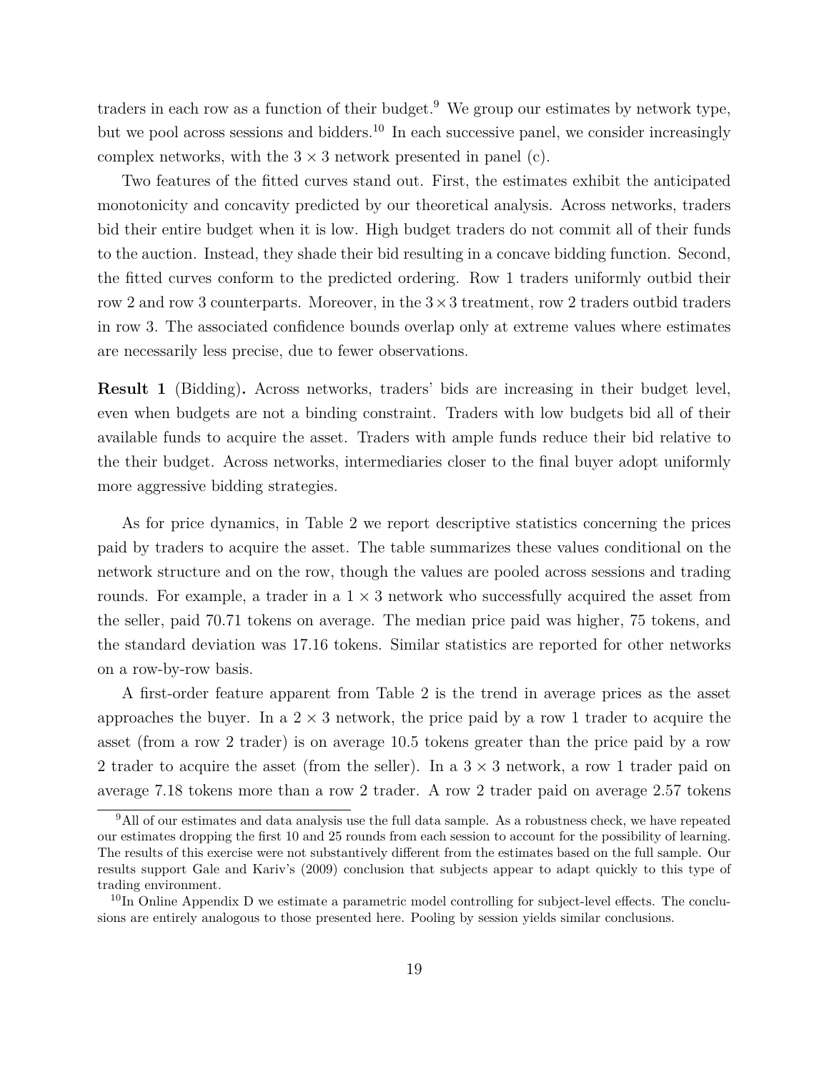traders in each row as a function of their budget.[9] We group our estimates by network type, but we pool across sessions and bidders.[10] In each successive panel, we consider increasingly complex networks, with the $3 \times 3$ network presented in panel (c).

Two features of the fitted curves stand out. First, the estimates exhibit the anticipated monotonicity and concavity predicted by our theoretical analysis. Across networks, traders bid their entire budget when it is low. High budget traders do not commit all of their funds to the auction. Instead, they shade their bid resulting in a concave bidding function. Second, the fitted curves conform to the predicted ordering. Row 1 traders uniformly outbid their row 2 and row 3 counterparts. Moreover, in the $3 \times 3$ treatment, row 2 traders outbid traders in row 3. The associated confidence bounds overlap only at extreme values where estimates are necessarily less precise, due to fewer observations.

**Result 1** (Bidding)**.** Across networks, traders' bids are increasing in their budget level, even when budgets are not a binding constraint. Traders with low budgets bid all of their available funds to acquire the asset. Traders with ample funds reduce their bid relative to the their budget. Across networks, intermediaries closer to the final buyer adopt uniformly more aggressive bidding strategies.

As for price dynamics, in Table 2 we report descriptive statistics concerning the prices paid by traders to acquire the asset. The table summarizes these values conditional on the network structure and on the row, though the values are pooled across sessions and trading rounds. For example, a trader in a $1 \times 3$ network who successfully acquired the asset from the seller, paid 70.71 tokens on average. The median price paid was higher, 75 tokens, and the standard deviation was 17.16 tokens. Similar statistics are reported for other networks on a row-by-row basis.

A first-order feature apparent from Table 2 is the trend in average prices as the asset approaches the buyer. In a $2 \times 3$ network, the price paid by a row 1 trader to acquire the asset (from a row 2 trader) is on average 10.5 tokens greater than the price paid by a row 2 trader to acquire the asset (from the seller). In a $3 \times 3$ network, a row 1 trader paid on average 7.18 tokens more than a row 2 trader. A row 2 trader paid on average 2.57 tokens

[9] All of our estimates and data analysis use the full data sample. As a robustness check, we have repeated our estimates dropping the first 10 and 25 rounds from each session to account for the possibility of learning. The results of this exercise were not substantively different from the estimates based on the full sample. Our results support Gale and Kariv's (2009) conclusion that subjects appear to adapt quickly to this type of trading environment.

[10] In Online Appendix D we estimate a parametric model controlling for subject-level effects. The conclusions are entirely analogous to those presented here. Pooling by session yields similar conclusions.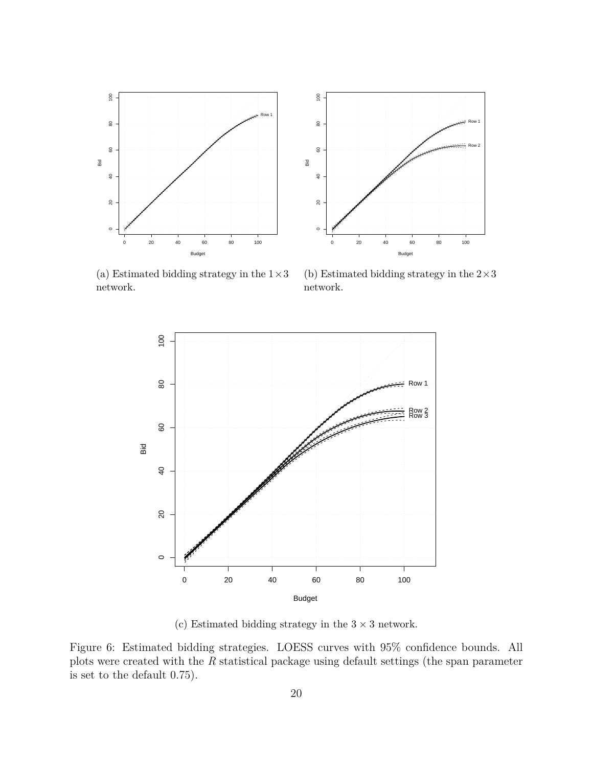(a) Estimated bidding strategy in the $1 \times 3$ network.

(b) Estimated bidding strategy in the $2 \times 3$ network.

(c) Estimated bidding strategy in the $3 \times 3$ network.

Figure 6: Estimated bidding strategies. LOESS curves with 95% confidence bounds. All plots were created with the *R* statistical package using default settings (the span parameter is set to the default 0.75).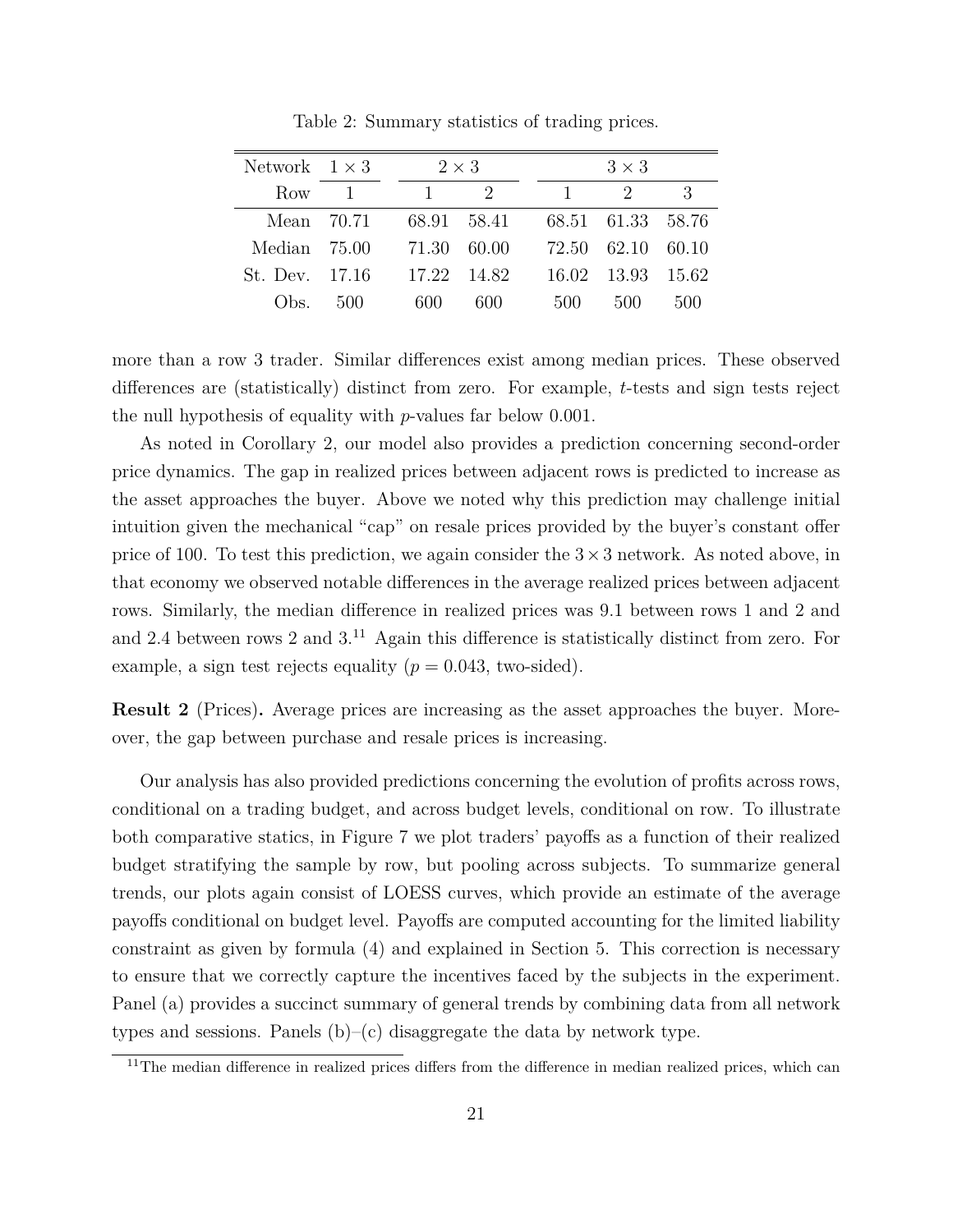Table 2: Summary statistics of trading prices.

| Network | $1 \times 3$ | $2 \times 3$ | | $3 \times 3$ | | |
|---|---|---|---|---|---|---|
| Row | 1 | 1 | 2 | 1 | 2 | 3 |
| Mean | 70.71 | 68.91 | 58.41 | 68.51 | 61.33 | 58.76 |
| Median | 75.00 | 71.30 | 60.00 | 72.50 | 62.10 | 60.10 |
| St. Dev. | 17.16 | 17.22 | 14.82 | 16.02 | 13.93 | 15.62 |
| Obs. | 500 | 600 | 600 | 500 | 500 | 500 |

more than a row 3 trader. Similar differences exist among median prices. These observed differences are (statistically) distinct from zero. For example, $t$-tests and sign tests reject the null hypothesis of equality with $p$-values far below 0.001.

As noted in Corollary 2, our model also provides a prediction concerning second-order price dynamics. The gap in realized prices between adjacent rows is predicted to increase as the asset approaches the buyer. Above we noted why this prediction may challenge initial intuition given the mechanical "cap" on resale prices provided by the buyer's constant offer price of 100. To test this prediction, we again consider the $3 \times 3$ network. As noted above, in that economy we observed notable differences in the average realized prices between adjacent rows. Similarly, the median difference in realized prices was 9.1 between rows 1 and 2 and and 2.4 between rows 2 and 3.[11] Again this difference is statistically distinct from zero. For example, a sign test rejects equality ($p = 0.043$, two-sided).

**Result 2** (Prices)**.** Average prices are increasing as the asset approaches the buyer. Moreover, the gap between purchase and resale prices is increasing.

Our analysis has also provided predictions concerning the evolution of profits across rows, conditional on a trading budget, and across budget levels, conditional on row. To illustrate both comparative statics, in Figure 7 we plot traders' payoffs as a function of their realized budget stratifying the sample by row, but pooling across subjects. To summarize general trends, our plots again consist of LOESS curves, which provide an estimate of the average payoffs conditional on budget level. Payoffs are computed accounting for the limited liability constraint as given by formula (4) and explained in Section 5. This correction is necessary to ensure that we correctly capture the incentives faced by the subjects in the experiment. Panel (a) provides a succinct summary of general trends by combining data from all network types and sessions. Panels (b)–(c) disaggregate the data by network type.

[11] The median difference in realized prices differs from the difference in median realized prices, which can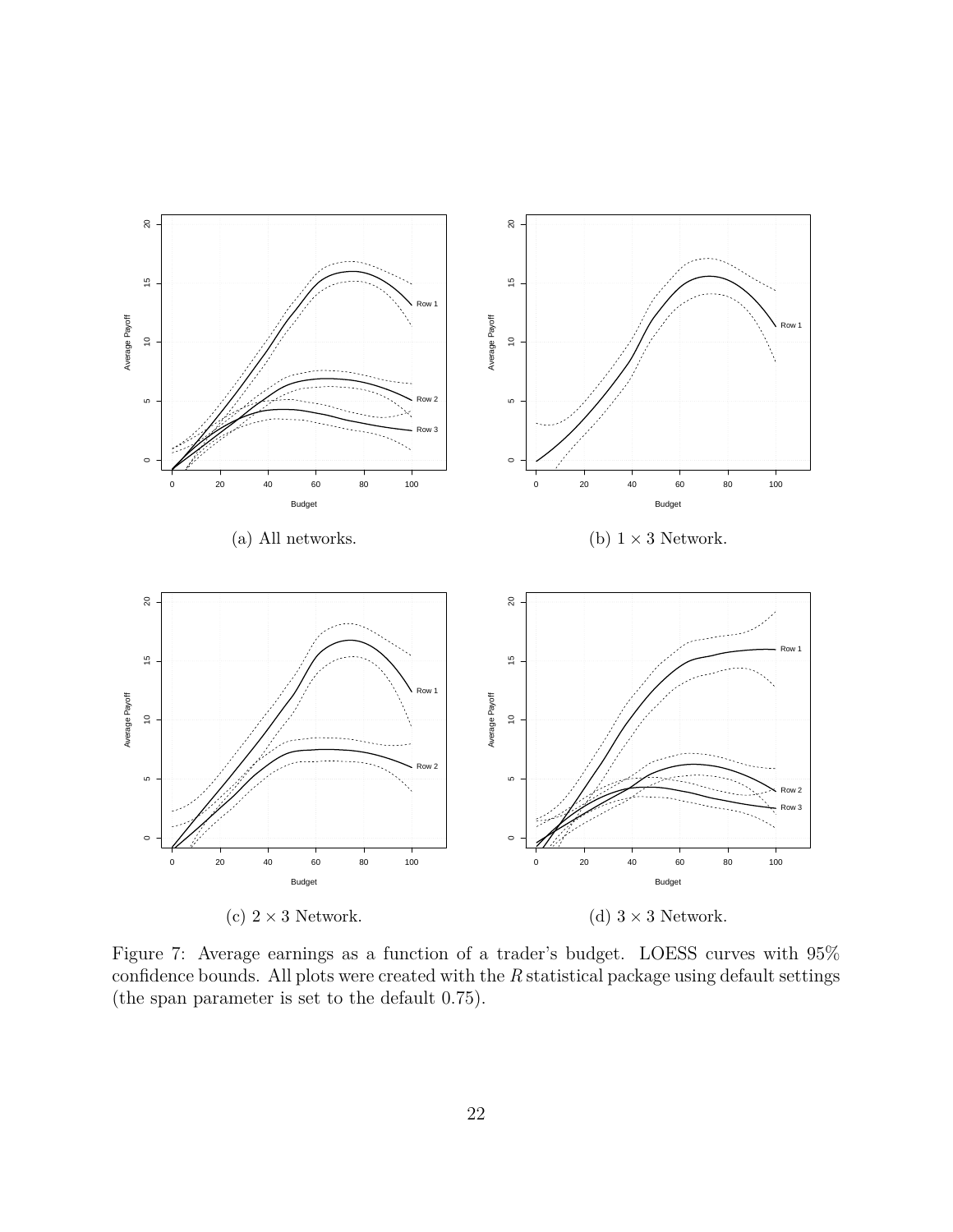(a) All networks.

(b) $1 \times 3$ Network.

(c) $2 \times 3$ Network.

(d) $3 \times 3$ Network.

Figure 7: Average earnings as a function of a trader's budget. LOESS curves with 95% confidence bounds. All plots were created with the *R* statistical package using default settings (the span parameter is set to the default 0.75).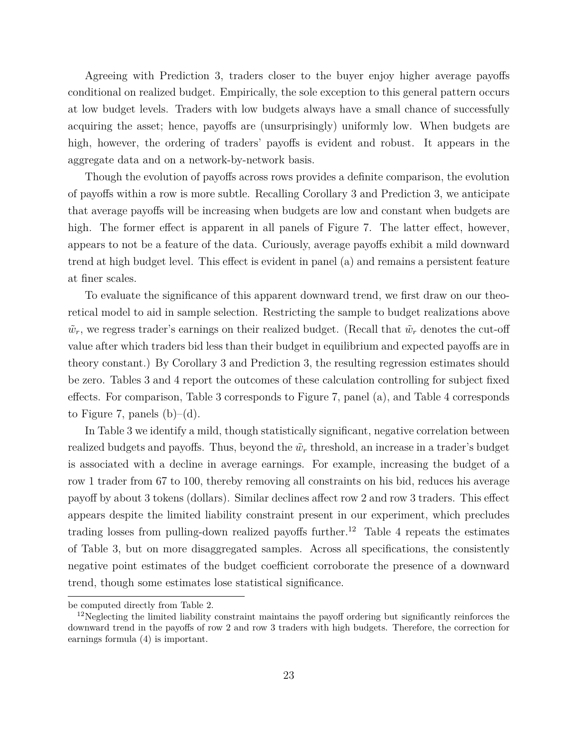Agreeing with Prediction 3, traders closer to the buyer enjoy higher average payoffs conditional on realized budget. Empirically, the sole exception to this general pattern occurs at low budget levels. Traders with low budgets always have a small chance of successfully acquiring the asset; hence, payoffs are (unsurprisingly) uniformly low. When budgets are high, however, the ordering of traders' payoffs is evident and robust. It appears in the aggregate data and on a network-by-network basis.

Though the evolution of payoffs across rows provides a definite comparison, the evolution of payoffs within a row is more subtle. Recalling Corollary 3 and Prediction 3, we anticipate that average payoffs will be increasing when budgets are low and constant when budgets are high. The former effect is apparent in all panels of Figure 7. The latter effect, however, appears to not be a feature of the data. Curiously, average payoffs exhibit a mild downward trend at high budget level. This effect is evident in panel (a) and remains a persistent feature at finer scales.

To evaluate the significance of this apparent downward trend, we first draw on our theoretical model to aid in sample selection. Restricting the sample to budget realizations above $\tilde{w}_r$, we regress trader's earnings on their realized budget. (Recall that $\tilde{w}_r$ denotes the cut-off value after which traders bid less than their budget in equilibrium and expected payoffs are in theory constant.) By Corollary 3 and Prediction 3, the resulting regression estimates should be zero. Tables 3 and 4 report the outcomes of these calculation controlling for subject fixed effects. For comparison, Table 3 corresponds to Figure 7, panel (a), and Table 4 corresponds to Figure 7, panels (b)–(d).

In Table 3 we identify a mild, though statistically significant, negative correlation between realized budgets and payoffs. Thus, beyond the $\tilde{w}_r$ threshold, an increase in a trader's budget is associated with a decline in average earnings. For example, increasing the budget of a row 1 trader from 67 to 100, thereby removing all constraints on his bid, reduces his average payoff by about 3 tokens (dollars). Similar declines affect row 2 and row 3 traders. This effect appears despite the limited liability constraint present in our experiment, which precludes trading losses from pulling-down realized payoffs further.[12] Table 4 repeats the estimates of Table 3, but on more disaggregated samples. Across all specifications, the consistently negative point estimates of the budget coefficient corroborate the presence of a downward trend, though some estimates lose statistical significance.

---

be computed directly from Table 2.

[12]Neglecting the limited liability constraint maintains the payoff ordering but significantly reinforces the downward trend in the payoffs of row 2 and row 3 traders with high budgets. Therefore, the correction for earnings formula (4) is important.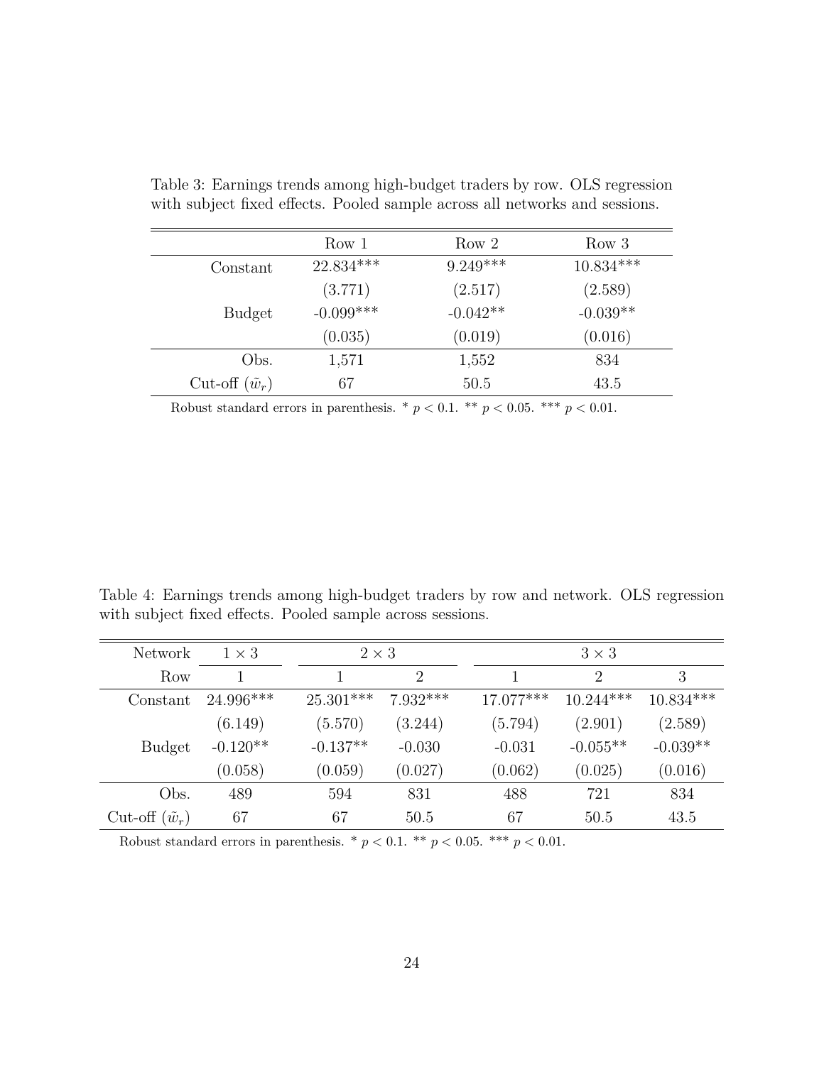Table 3: Earnings trends among high-budget traders by row. OLS regression with subject fixed effects. Pooled sample across all networks and sessions.

| | Row 1 | Row 2 | Row 3 |
|---|---|---|---|
| Constant | 22.834*** | 9.249*** | 10.834*** |
| | (3.771) | (2.517) | (2.589) |
| Budget | -0.099*** | -0.042** | -0.039** |
| | (0.035) | (0.019) | (0.016) |
| Obs. | 1,571 | 1,552 | 834 |
| Cut-off ($\tilde{w}_r$) | 67 | 50.5 | 43.5 |

Robust standard errors in parenthesis. * $p < 0.1$. ** $p < 0.05$. *** $p < 0.01$.

Table 4: Earnings trends among high-budget traders by row and network. OLS regression with subject fixed effects. Pooled sample across sessions.

| Network | $1 \times 3$ | $2 \times 3$ | | $3 \times 3$ | | |
|---|---|---|---|---|---|---|
| Row | 1 | 1 | 2 | 1 | 2 | 3 |
| Constant | 24.996*** | 25.301*** | 7.932*** | 17.077*** | 10.244*** | 10.834*** |
| | (6.149) | (5.570) | (3.244) | (5.794) | (2.901) | (2.589) |
| Budget | -0.120** | -0.137** | -0.030 | -0.031 | -0.055** | -0.039** |
| | (0.058) | (0.059) | (0.027) | (0.062) | (0.025) | (0.016) |
| Obs. | 489 | 594 | 831 | 488 | 721 | 834 |
| Cut-off ($\tilde{w}_r$) | 67 | 67 | 50.5 | 67 | 50.5 | 43.5 |

Robust standard errors in parenthesis. * $p < 0.1$. ** $p < 0.05$. *** $p < 0.01$.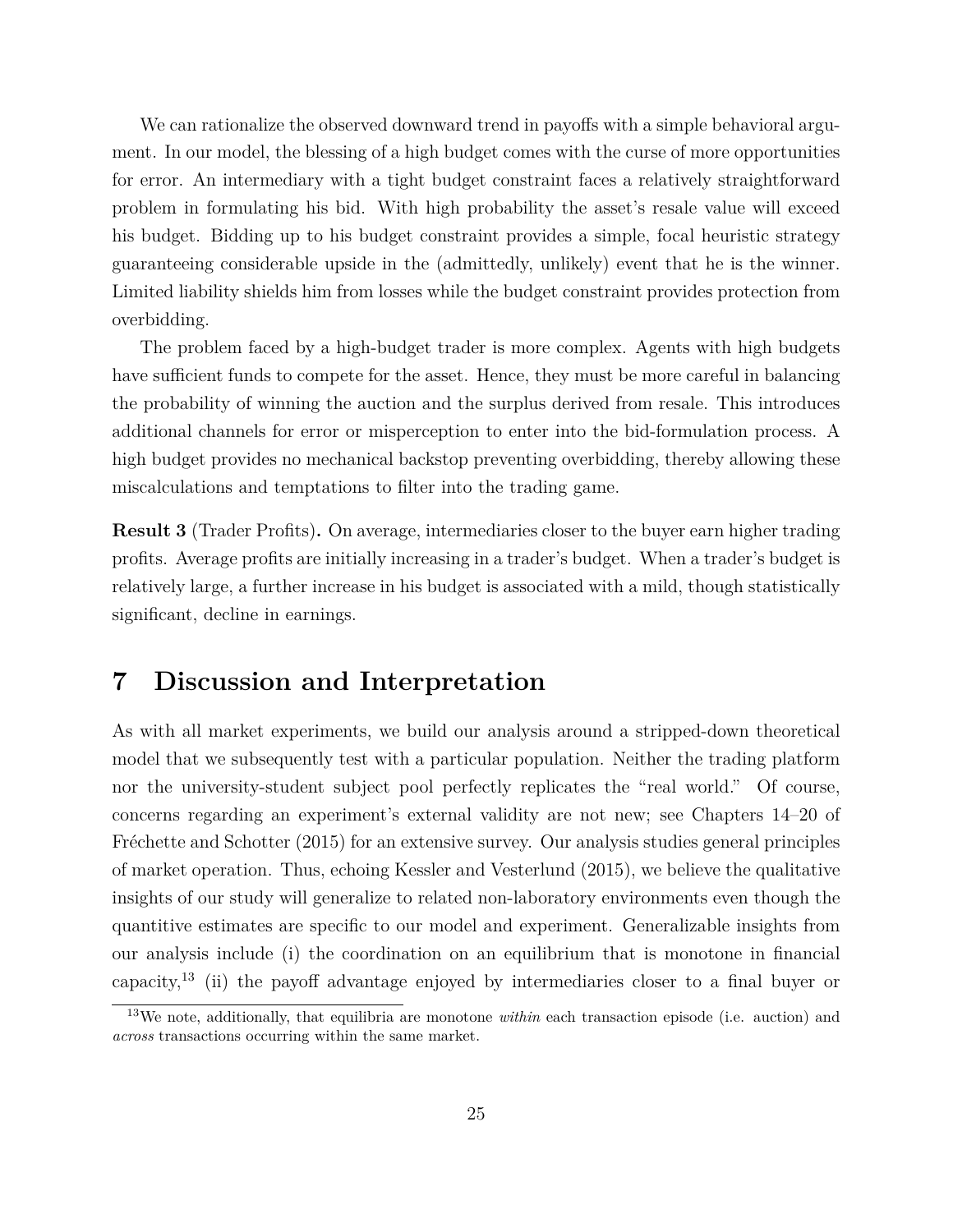We can rationalize the observed downward trend in payoffs with a simple behavioral argument. In our model, the blessing of a high budget comes with the curse of more opportunities for error. An intermediary with a tight budget constraint faces a relatively straightforward problem in formulating his bid. With high probability the asset's resale value will exceed his budget. Bidding up to his budget constraint provides a simple, focal heuristic strategy guaranteeing considerable upside in the (admittedly, unlikely) event that he is the winner. Limited liability shields him from losses while the budget constraint provides protection from overbidding.

The problem faced by a high-budget trader is more complex. Agents with high budgets have sufficient funds to compete for the asset. Hence, they must be more careful in balancing the probability of winning the auction and the surplus derived from resale. This introduces additional channels for error or misperception to enter into the bid-formulation process. A high budget provides no mechanical backstop preventing overbidding, thereby allowing these miscalculations and temptations to filter into the trading game.

**Result 3** (Trader Profits)**.** On average, intermediaries closer to the buyer earn higher trading profits. Average profits are initially increasing in a trader's budget. When a trader's budget is relatively large, a further increase in his budget is associated with a mild, though statistically significant, decline in earnings.

# 7 Discussion and Interpretation

As with all market experiments, we build our analysis around a stripped-down theoretical model that we subsequently test with a particular population. Neither the trading platform nor the university-student subject pool perfectly replicates the "real world." Of course, concerns regarding an experiment's external validity are not new; see Chapters 14–20 of Fréchette and Schotter (2015) for an extensive survey. Our analysis studies general principles of market operation. Thus, echoing Kessler and Vesterlund (2015), we believe the qualitative insights of our study will generalize to related non-laboratory environments even though the quantitive estimates are specific to our model and experiment. Generalizable insights from our analysis include (i) the coordination on an equilibrium that is monotone in financial capacity,[13] (ii) the payoff advantage enjoyed by intermediaries closer to a final buyer or

[13] We note, additionally, that equilibria are monotone *within* each transaction episode (i.e. auction) and *across* transactions occurring within the same market.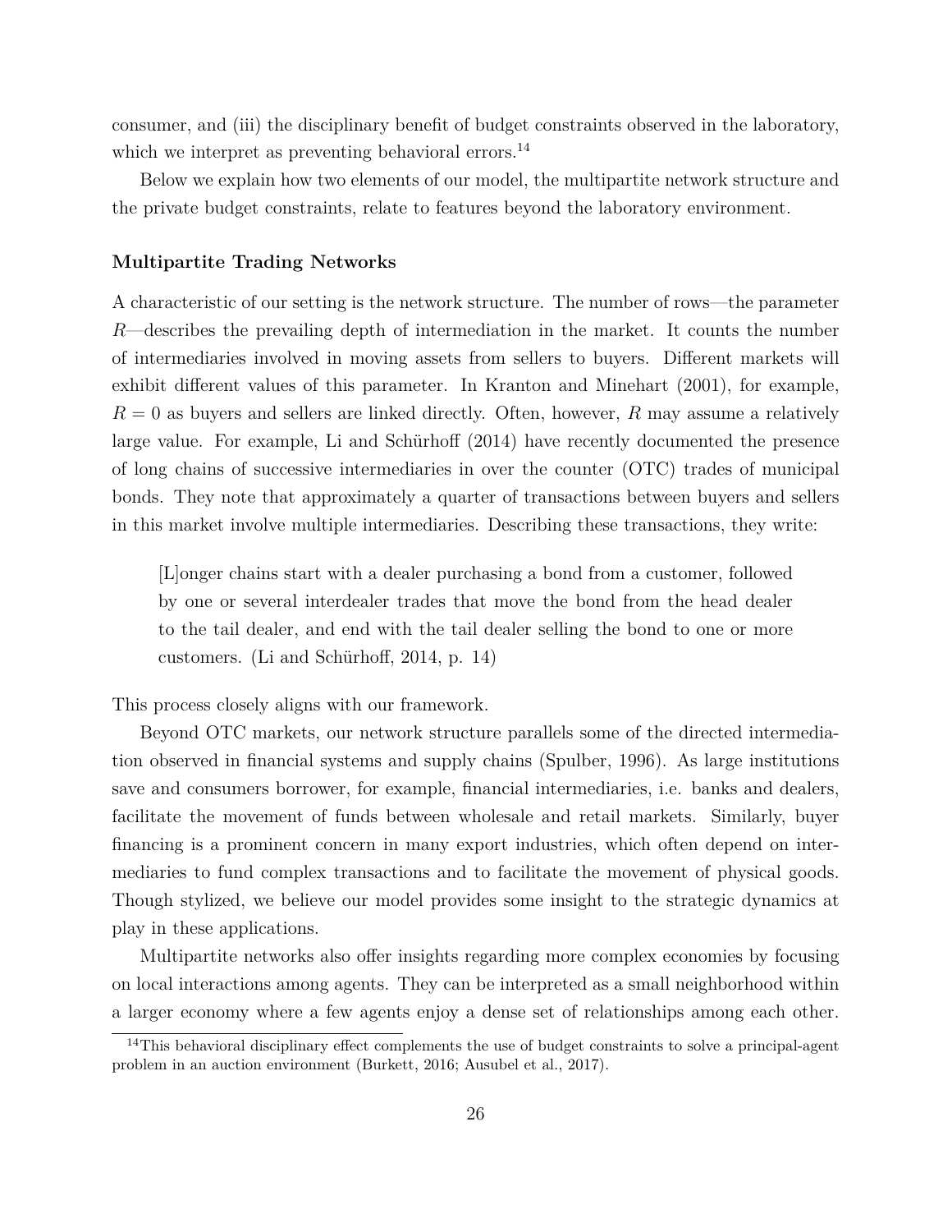consumer, and (iii) the disciplinary benefit of budget constraints observed in the laboratory, which we interpret as preventing behavioral errors.[14]

Below we explain how two elements of our model, the multipartite network structure and the private budget constraints, relate to features beyond the laboratory environment.

**Multipartite Trading Networks**

A characteristic of our setting is the network structure. The number of rows—the parameter $R$—describes the prevailing depth of intermediation in the market. It counts the number of intermediaries involved in moving assets from sellers to buyers. Different markets will exhibit different values of this parameter. In Kranton and Minehart (2001), for example, $R = 0$ as buyers and sellers are linked directly. Often, however, $R$ may assume a relatively large value. For example, Li and Schürhoff (2014) have recently documented the presence of long chains of successive intermediaries in over the counter (OTC) trades of municipal bonds. They note that approximately a quarter of transactions between buyers and sellers in this market involve multiple intermediaries. Describing these transactions, they write:

> [L]onger chains start with a dealer purchasing a bond from a customer, followed by one or several interdealer trades that move the bond from the head dealer to the tail dealer, and end with the tail dealer selling the bond to one or more customers. (Li and Schürhoff, 2014, p. 14)

This process closely aligns with our framework.

Beyond OTC markets, our network structure parallels some of the directed intermediation observed in financial systems and supply chains (Spulber, 1996). As large institutions save and consumers borrower, for example, financial intermediaries, i.e. banks and dealers, facilitate the movement of funds between wholesale and retail markets. Similarly, buyer financing is a prominent concern in many export industries, which often depend on intermediaries to fund complex transactions and to facilitate the movement of physical goods. Though stylized, we believe our model provides some insight to the strategic dynamics at play in these applications.

Multipartite networks also offer insights regarding more complex economies by focusing on local interactions among agents. They can be interpreted as a small neighborhood within a larger economy where a few agents enjoy a dense set of relationships among each other.

[14] This behavioral disciplinary effect complements the use of budget constraints to solve a principal-agent problem in an auction environment (Burkett, 2016; Ausubel et al., 2017).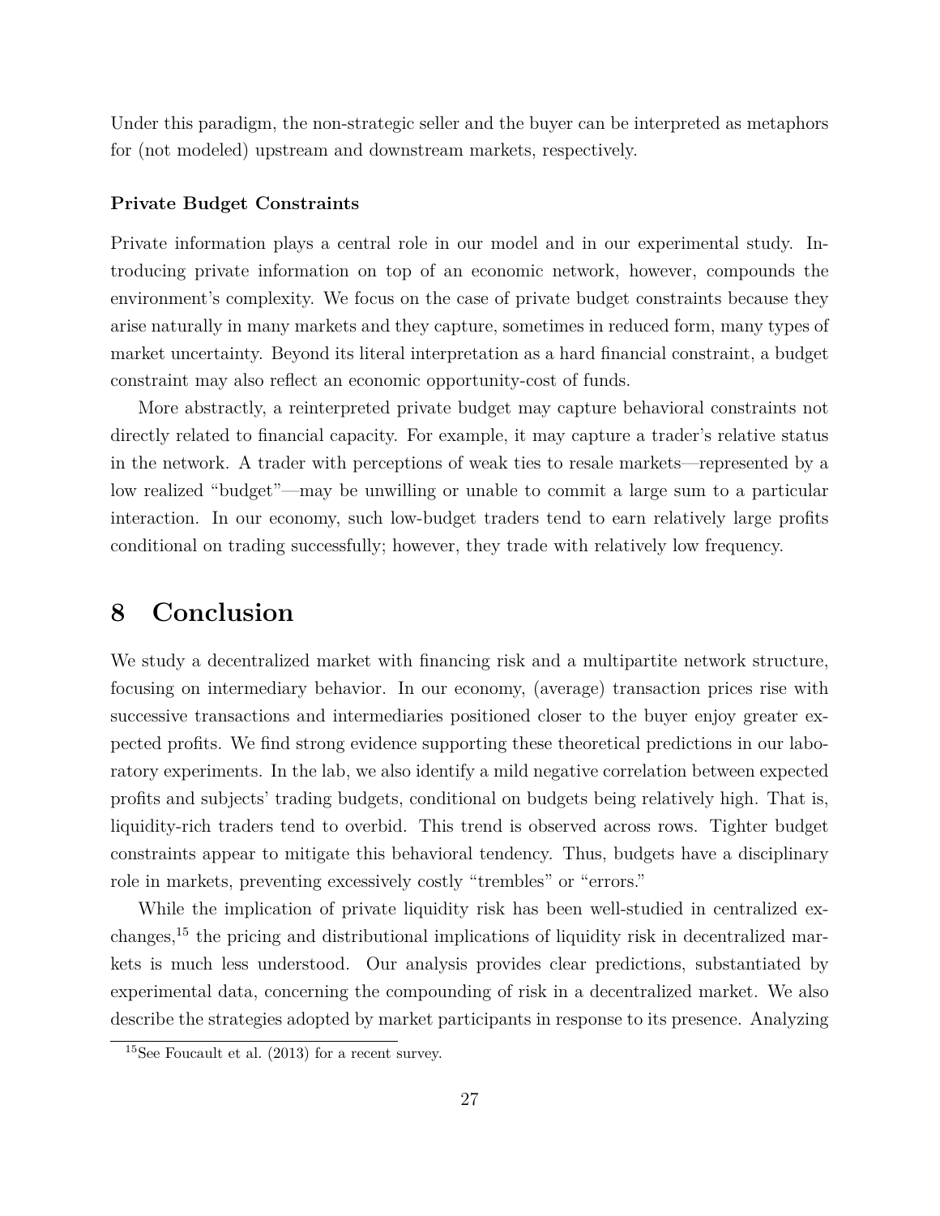Under this paradigm, the non-strategic seller and the buyer can be interpreted as metaphors for (not modeled) upstream and downstream markets, respectively.

#### Private Budget Constraints

Private information plays a central role in our model and in our experimental study. Introducing private information on top of an economic network, however, compounds the environment's complexity. We focus on the case of private budget constraints because they arise naturally in many markets and they capture, sometimes in reduced form, many types of market uncertainty. Beyond its literal interpretation as a hard financial constraint, a budget constraint may also reflect an economic opportunity-cost of funds.

More abstractly, a reinterpreted private budget may capture behavioral constraints not directly related to financial capacity. For example, it may capture a trader's relative status in the network. A trader with perceptions of weak ties to resale markets—represented by a low realized "budget"—may be unwilling or unable to commit a large sum to a particular interaction. In our economy, such low-budget traders tend to earn relatively large profits conditional on trading successfully; however, they trade with relatively low frequency.

# 8 Conclusion

We study a decentralized market with financing risk and a multipartite network structure, focusing on intermediary behavior. In our economy, (average) transaction prices rise with successive transactions and intermediaries positioned closer to the buyer enjoy greater expected profits. We find strong evidence supporting these theoretical predictions in our laboratory experiments. In the lab, we also identify a mild negative correlation between expected profits and subjects' trading budgets, conditional on budgets being relatively high. That is, liquidity-rich traders tend to overbid. This trend is observed across rows. Tighter budget constraints appear to mitigate this behavioral tendency. Thus, budgets have a disciplinary role in markets, preventing excessively costly "trembles" or "errors."

While the implication of private liquidity risk has been well-studied in centralized exchanges,[15] the pricing and distributional implications of liquidity risk in decentralized markets is much less understood. Our analysis provides clear predictions, substantiated by experimental data, concerning the compounding of risk in a decentralized market. We also describe the strategies adopted by market participants in response to its presence. Analyzing

[15] See Foucault et al. (2013) for a recent survey.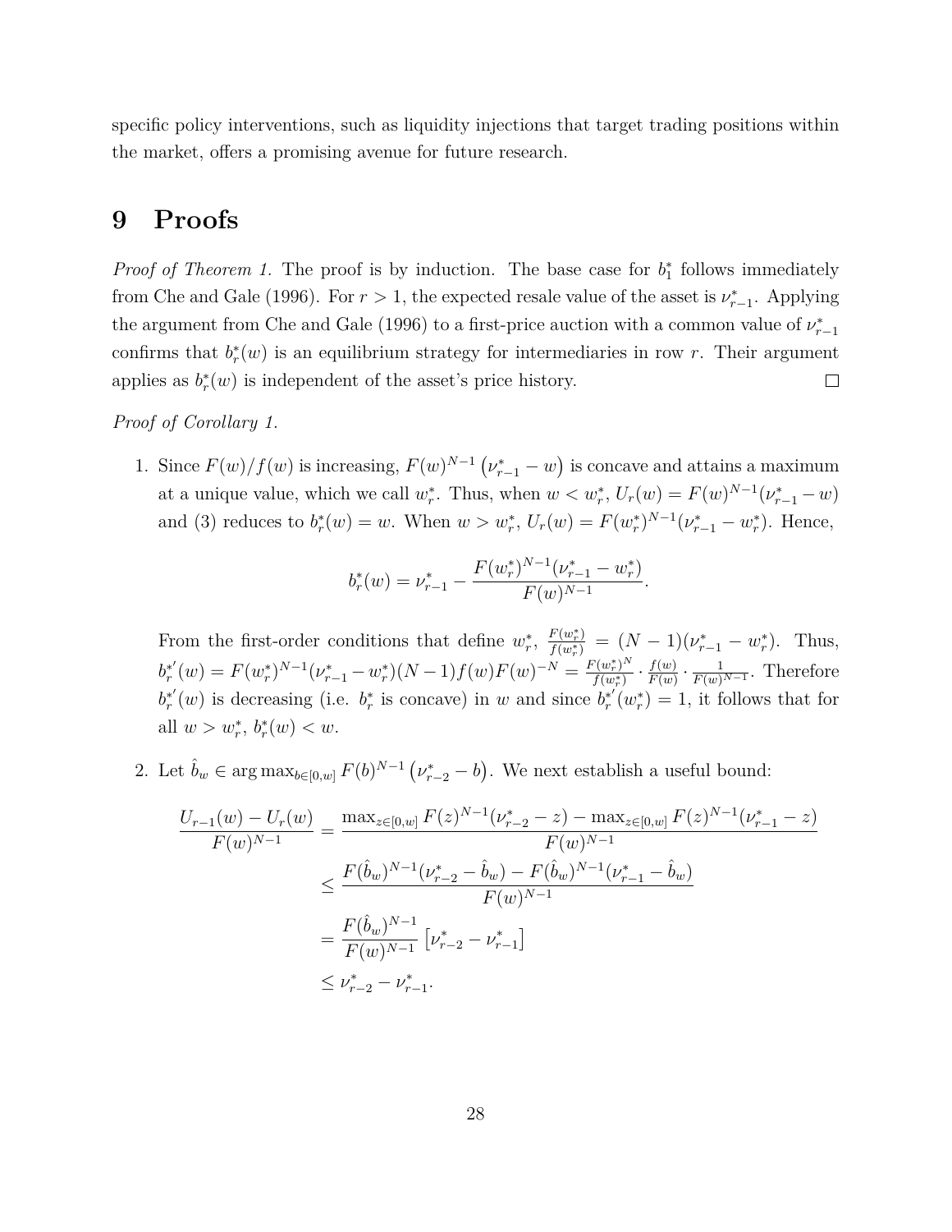specific policy interventions, such as liquidity injections that target trading positions within the market, offers a promising avenue for future research.

# 9 Proofs

*Proof of Theorem 1.* The proof is by induction. The base case for $b_1^*$ follows immediately from Che and Gale (1996). For $r > 1$, the expected resale value of the asset is $\nu_{r-1}^*$. Applying the argument from Che and Gale (1996) to a first-price auction with a common value of $\nu_{r-1}^*$ confirms that $b_r^*(w)$ is an equilibrium strategy for intermediaries in row $r$. Their argument applies as $b_r^*(w)$ is independent of the asset's price history. □

*Proof of Corollary 1.*

1. Since $F(w)/f(w)$ is increasing, $F(w)^{N-1}\left(\nu_{r-1}^* - w\right)$ is concave and attains a maximum at a unique value, which we call $w_r^*$. Thus, when $w < w_r^*$, $U_r(w) = F(w)^{N-1}(\nu_{r-1}^* - w)$ and (3) reduces to $b_r^*(w) = w$. When $w > w_r^*$, $U_r(w) = F(w_r^*)^{N-1}(\nu_{r-1}^* - w_r^*)$. Hence,

$$b_r^*(w) = \nu_{r-1}^* - \frac{F(w_r^*)^{N-1}(\nu_{r-1}^* - w_r^*)}{F(w)^{N-1}}.$$

   From the first-order conditions that define $w_r^*$, $\frac{F(w_r^*)}{f(w_r^*)} = (N-1)(\nu_{r-1}^* - w_r^*)$. Thus, $b_r^{*'}(w) = F(w_r^*)^{N-1}(\nu_{r-1}^* - w_r^*)(N-1)f(w)F(w)^{-N} = \frac{F(w_r^*)^N}{f(w_r^*)} \cdot \frac{f(w)}{F(w)} \cdot \frac{1}{F(w)^{N-1}}$. Therefore $b_r^{*'}(w)$ is decreasing (i.e. $b_r^*$ is concave) in $w$ and since $b_r^{*'}(w_r^*) = 1$, it follows that for all $w > w_r^*$, $b_r^*(w) < w$.

2. Let $\hat{b}_w \in \arg\max_{b \in [0,w]} F(b)^{N-1}\left(\nu_{r-2}^* - b\right)$. We next establish a useful bound:

$$\begin{aligned}
\frac{U_{r-1}(w) - U_r(w)}{F(w)^{N-1}} &= \frac{\max_{z\in[0,w]} F(z)^{N-1}(\nu_{r-2}^* - z) - \max_{z\in[0,w]} F(z)^{N-1}(\nu_{r-1}^* - z)}{F(w)^{N-1}} \\
&\le \frac{F(\hat{b}_w)^{N-1}(\nu_{r-2}^* - \hat{b}_w) - F(\hat{b}_w)^{N-1}(\nu_{r-1}^* - \hat{b}_w)}{F(w)^{N-1}} \\
&= \frac{F(\hat{b}_w)^{N-1}}{F(w)^{N-1}}\left[\nu_{r-2}^* - \nu_{r-1}^*\right] \\
&\le \nu_{r-2}^* - \nu_{r-1}^*.
\end{aligned}$$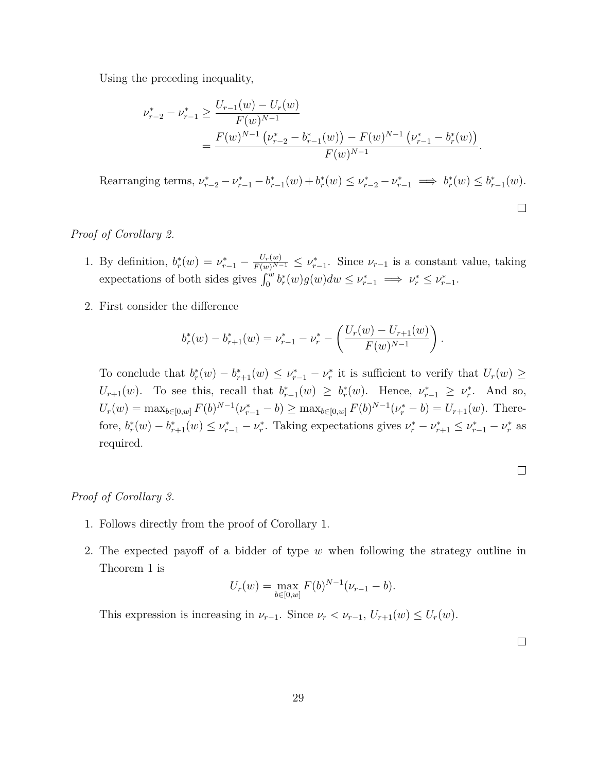Using the preceding inequality,

$$\nu_{r-2}^* - \nu_{r-1}^* \geq \frac{U_{r-1}(w) - U_r(w)}{F(w)^{N-1}}$$
$$= \frac{F(w)^{N-1}\left(\nu_{r-2}^* - b_{r-1}^*(w)\right) - F(w)^{N-1}\left(\nu_{r-1}^* - b_r^*(w)\right)}{F(w)^{N-1}}.$$

Rearranging terms, $\nu_{r-2}^* - \nu_{r-1}^* - b_{r-1}^*(w) + b_r^*(w) \leq \nu_{r-2}^* - \nu_{r-1}^* \implies b_r^*(w) \leq b_{r-1}^*(w)$.

□

*Proof of Corollary 2.*

1. By definition, $b_r^*(w) = \nu_{r-1}^* - \frac{U_r(w)}{F(w)^{N-1}} \leq \nu_{r-1}^*$. Since $\nu_{r-1}$ is a constant value, taking expectations of both sides gives $\int_0^{\bar{w}} b_r^*(w)g(w)dw \leq \nu_{r-1}^* \implies \nu_r^* \leq \nu_{r-1}^*$.

2. First consider the difference

$$b_r^*(w) - b_{r+1}^*(w) = \nu_{r-1}^* - \nu_r^* - \left(\frac{U_r(w) - U_{r+1}(w)}{F(w)^{N-1}}\right).$$

   To conclude that $b_r^*(w) - b_{r+1}^*(w) \leq \nu_{r-1}^* - \nu_r^*$ it is sufficient to verify that $U_r(w) \geq U_{r+1}(w)$. To see this, recall that $b_{r-1}^*(w) \geq b_r^*(w)$. Hence, $\nu_{r-1}^* \geq \nu_r^*$. And so, $U_r(w) = \max_{b\in[0,w]} F(b)^{N-1}(\nu_{r-1}^* - b) \geq \max_{b\in[0,w]} F(b)^{N-1}(\nu_r^* - b) = U_{r+1}(w)$. Therefore, $b_r^*(w) - b_{r+1}^*(w) \leq \nu_{r-1}^* - \nu_r^*$. Taking expectations gives $\nu_r^* - \nu_{r+1}^* \leq \nu_{r-1}^* - \nu_r^*$ as required.

□

*Proof of Corollary 3.*

1. Follows directly from the proof of Corollary 1.

2. The expected payoff of a bidder of type $w$ when following the strategy outline in Theorem 1 is

$$U_r(w) = \max_{b\in[0,w]} F(b)^{N-1}(\nu_{r-1} - b).$$

   This expression is increasing in $\nu_{r-1}$. Since $\nu_r < \nu_{r-1}$, $U_{r+1}(w) \leq U_r(w)$.

□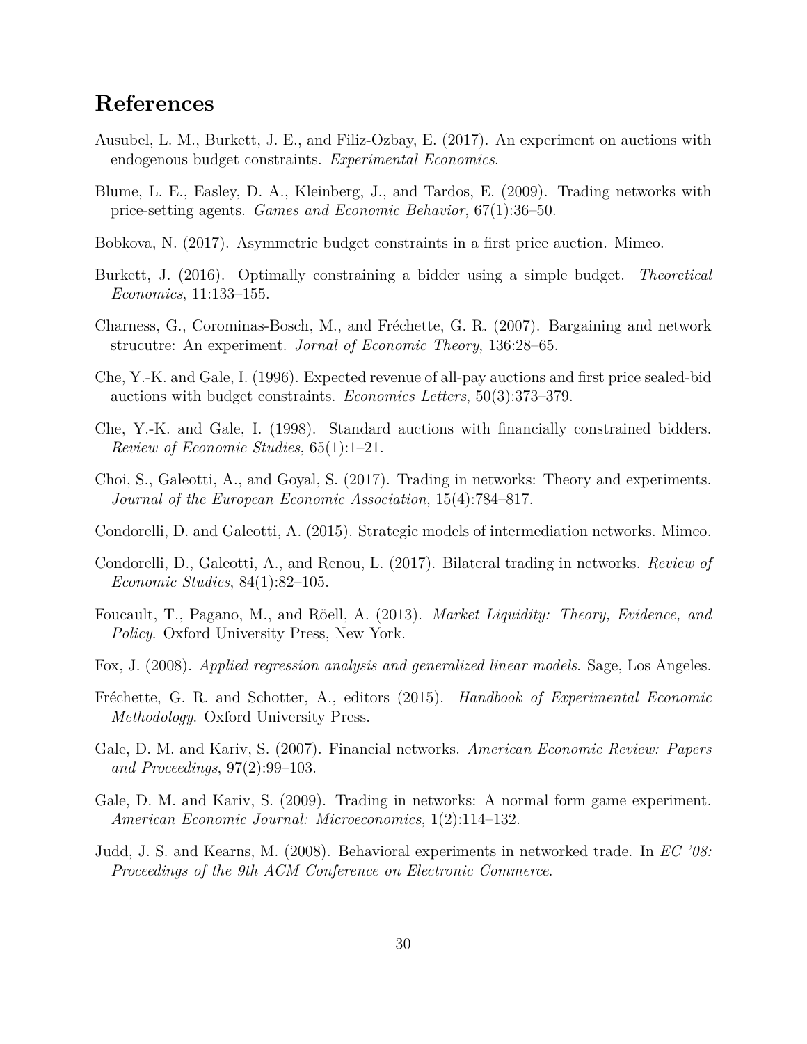## References

Ausubel, L. M., Burkett, J. E., and Filiz-Ozbay, E. (2017). An experiment on auctions with endogenous budget constraints. *Experimental Economics*.

Blume, L. E., Easley, D. A., Kleinberg, J., and Tardos, E. (2009). Trading networks with price-setting agents. *Games and Economic Behavior*, 67(1):36–50.

Bobkova, N. (2017). Asymmetric budget constraints in a first price auction. Mimeo.

Burkett, J. (2016). Optimally constraining a bidder using a simple budget. *Theoretical Economics*, 11:133–155.

Charness, G., Corominas-Bosch, M., and Fréchette, G. R. (2007). Bargaining and network strucutre: An experiment. *Jornal of Economic Theory*, 136:28–65.

Che, Y.-K. and Gale, I. (1996). Expected revenue of all-pay auctions and first price sealed-bid auctions with budget constraints. *Economics Letters*, 50(3):373–379.

Che, Y.-K. and Gale, I. (1998). Standard auctions with financially constrained bidders. *Review of Economic Studies*, 65(1):1–21.

Choi, S., Galeotti, A., and Goyal, S. (2017). Trading in networks: Theory and experiments. *Journal of the European Economic Association*, 15(4):784–817.

Condorelli, D. and Galeotti, A. (2015). Strategic models of intermediation networks. Mimeo.

Condorelli, D., Galeotti, A., and Renou, L. (2017). Bilateral trading in networks. *Review of Economic Studies*, 84(1):82–105.

Foucault, T., Pagano, M., and Röell, A. (2013). *Market Liquidity: Theory, Evidence, and Policy*. Oxford University Press, New York.

Fox, J. (2008). *Applied regression analysis and generalized linear models*. Sage, Los Angeles.

Fréchette, G. R. and Schotter, A., editors (2015). *Handbook of Experimental Economic Methodology*. Oxford University Press.

Gale, D. M. and Kariv, S. (2007). Financial networks. *American Economic Review: Papers and Proceedings*, 97(2):99–103.

Gale, D. M. and Kariv, S. (2009). Trading in networks: A normal form game experiment. *American Economic Journal: Microeconomics*, 1(2):114–132.

Judd, J. S. and Kearns, M. (2008). Behavioral experiments in networked trade. In *EC '08: Proceedings of the 9th ACM Conference on Electronic Commerce*.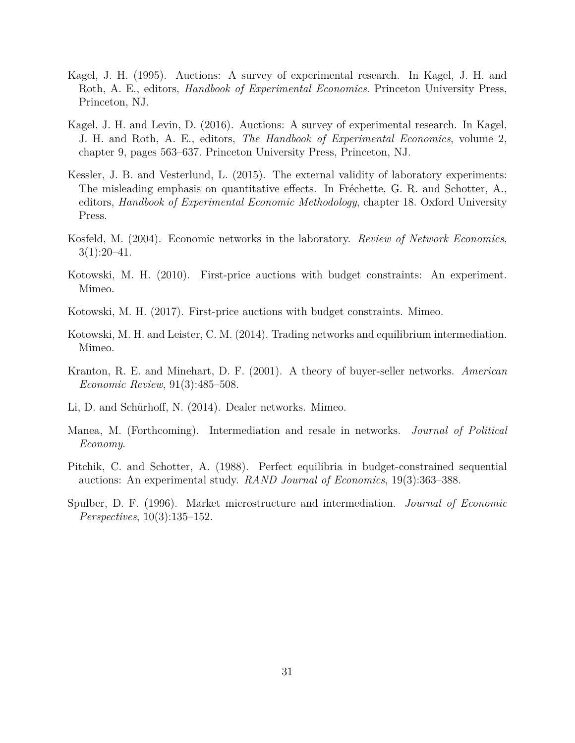Kagel, J. H. (1995). Auctions: A survey of experimental research. In Kagel, J. H. and Roth, A. E., editors, *Handbook of Experimental Economics*. Princeton University Press, Princeton, NJ.

Kagel, J. H. and Levin, D. (2016). Auctions: A survey of experimental research. In Kagel, J. H. and Roth, A. E., editors, *The Handbook of Experimental Economics*, volume 2, chapter 9, pages 563–637. Princeton University Press, Princeton, NJ.

Kessler, J. B. and Vesterlund, L. (2015). The external validity of laboratory experiments: The misleading emphasis on quantitative effects. In Fréchette, G. R. and Schotter, A., editors, *Handbook of Experimental Economic Methodology*, chapter 18. Oxford University Press.

Kosfeld, M. (2004). Economic networks in the laboratory. *Review of Network Economics*, 3(1):20–41.

Kotowski, M. H. (2010). First-price auctions with budget constraints: An experiment. Mimeo.

Kotowski, M. H. (2017). First-price auctions with budget constraints. Mimeo.

Kotowski, M. H. and Leister, C. M. (2014). Trading networks and equilibrium intermediation. Mimeo.

Kranton, R. E. and Minehart, D. F. (2001). A theory of buyer-seller networks. *American Economic Review*, 91(3):485–508.

Li, D. and Schürhoff, N. (2014). Dealer networks. Mimeo.

Manea, M. (Forthcoming). Intermediation and resale in networks. *Journal of Political Economy*.

Pitchik, C. and Schotter, A. (1988). Perfect equilibria in budget-constrained sequential auctions: An experimental study. *RAND Journal of Economics*, 19(3):363–388.

Spulber, D. F. (1996). Market microstructure and intermediation. *Journal of Economic Perspectives*, 10(3):135–152.